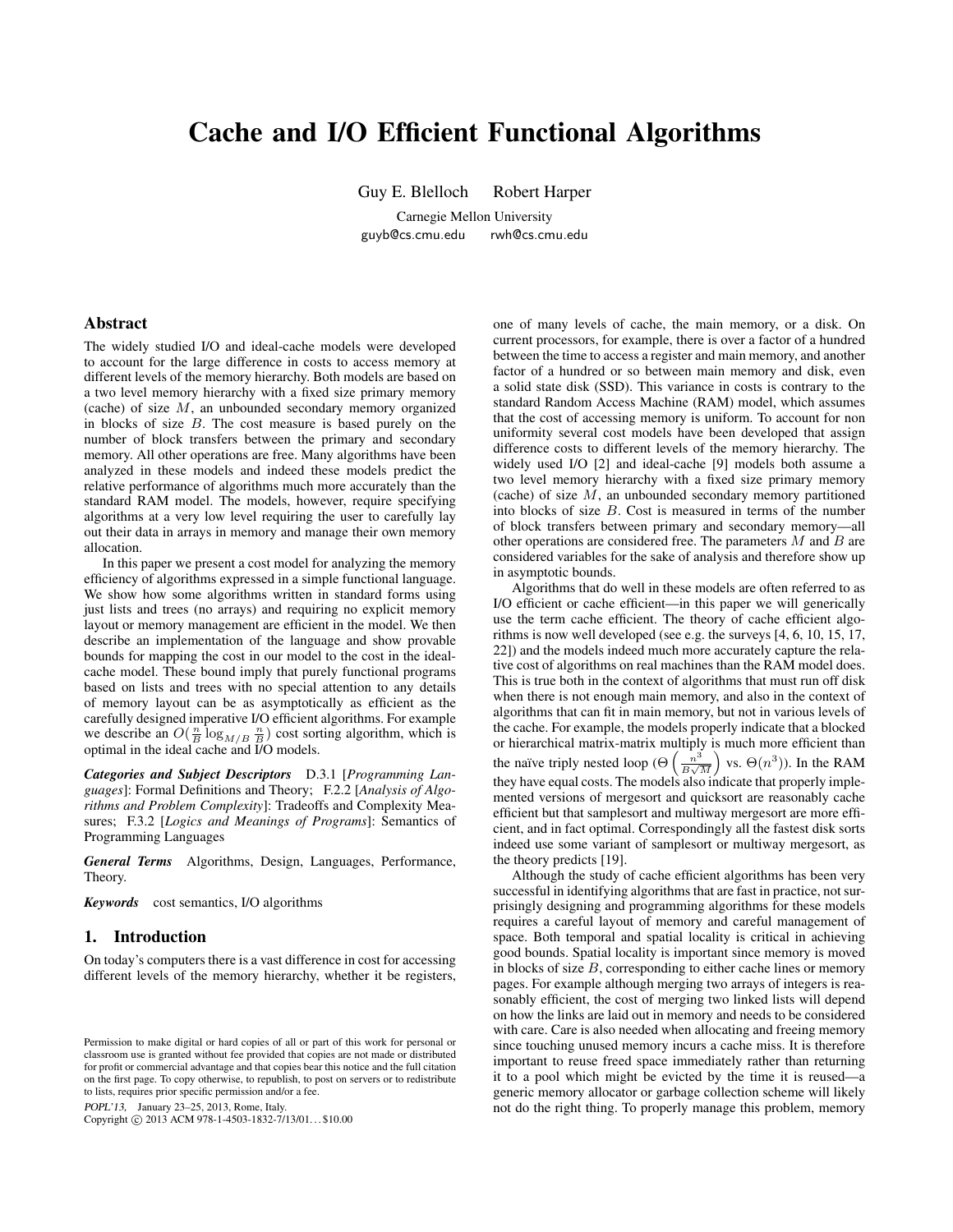# Cache and I/O Efficient Functional Algorithms

Guy E. Blelloch Robert Harper

Carnegie Mellon University
guyb@cs.cmu.edu rwh@cs.cmu.edu

## Abstract

The widely studied I/O and ideal-cache models were developed to account for the large difference in costs to access memory at different levels of the memory hierarchy. Both models are based on a two level memory hierarchy with a fixed size primary memory (cache) of size $M$, an unbounded secondary memory organized in blocks of size $B$. The cost measure is based purely on the number of block transfers between the primary and secondary memory. All other operations are free. Many algorithms have been analyzed in these models and indeed these models predict the relative performance of algorithms much more accurately than the standard RAM model. The models, however, require specifying algorithms at a very low level requiring the user to carefully lay out their data in arrays in memory and manage their own memory allocation.

In this paper we present a cost model for analyzing the memory efficiency of algorithms expressed in a simple functional language. We show how some algorithms written in standard forms using just lists and trees (no arrays) and requiring no explicit memory layout or memory management are efficient in the model. We then describe an implementation of the language and show provable bounds for mapping the cost in our model to the cost in the ideal-cache model. These bound imply that purely functional programs based on lists and trees with no special attention to any details of memory layout can be as asymptotically as efficient as the carefully designed imperative I/O efficient algorithms. For example we describe an $O(\frac{n}{B}\log_{M/B}\frac{n}{B})$ cost sorting algorithm, which is optimal in the ideal cache and I/O models.

***Categories and Subject Descriptors*** D.3.1 [*Programming Languages*]: Formal Definitions and Theory; F.2.2 [*Analysis of Algorithms and Problem Complexity*]: Tradeoffs and Complexity Measures; F.3.2 [*Logics and Meanings of Programs*]: Semantics of Programming Languages

***General Terms*** Algorithms, Design, Languages, Performance, Theory.

***Keywords*** cost semantics, I/O algorithms

## 1. Introduction

On today's computers there is a vast difference in cost for accessing different levels of the memory hierarchy, whether it be registers, one of many levels of cache, the main memory, or a disk. On current processors, for example, there is over a factor of a hundred between the time to access a register and main memory, and another factor of a hundred or so between main memory and disk, even a solid state disk (SSD). This variance in costs is contrary to the standard Random Access Machine (RAM) model, which assumes that the cost of accessing memory is uniform. To account for non uniformity several cost models have been developed that assign difference costs to different levels of the memory hierarchy. The widely used I/O [2] and ideal-cache [9] models both assume a two level memory hierarchy with a fixed size primary memory (cache) of size $M$, an unbounded secondary memory partitioned into blocks of size $B$. Cost is measured in terms of the number of block transfers between primary and secondary memory—all other operations are considered free. The parameters $M$ and $B$ are considered variables for the sake of analysis and therefore show up in asymptotic bounds.

Algorithms that do well in these models are often referred to as I/O efficient or cache efficient—in this paper we will generically use the term cache efficient. The theory of cache efficient algorithms is now well developed (see e.g. the surveys [4, 6, 10, 15, 17, 22]) and the models indeed much more accurately capture the relative cost of algorithms on real machines than the RAM model does. This is true both in the context of algorithms that must run off disk when there is not enough main memory, and also in the context of algorithms that can fit in main memory, but not in various levels of the cache. For example, the models properly indicate that a blocked or hierarchical matrix-matrix multiply is much more efficient than the naïve triply nested loop ($\Theta\left(\frac{n^3}{B\sqrt{M}}\right)$ vs. $\Theta(n^3)$). In the RAM they have equal costs. The models also indicate that properly implemented versions of mergesort and quicksort are reasonably cache efficient but that samplesort and multiway mergesort are more efficient, and in fact optimal. Correspondingly all the fastest disk sorts indeed use some variant of samplesort or multiway mergesort, as the theory predicts [19].

Although the study of cache efficient algorithms has been very successful in identifying algorithms that are fast in practice, not surprisingly designing and programming algorithms for these models requires a careful layout of memory and careful management of space. Both temporal and spatial locality is critical in achieving good bounds. Spatial locality is important since memory is moved in blocks of size $B$, corresponding to either cache lines or memory pages. For example although merging two arrays of integers is reasonably efficient, the cost of merging two linked lists will depend on how the links are laid out in memory and needs to be considered with care. Care is also needed when allocating and freeing memory since touching unused memory incurs a cache miss. It is therefore important to reuse freed space immediately rather than returning it to a pool which might be evicted by the time it is reused—a generic memory allocator or garbage collection scheme will likely not do the right thing. To properly manage this problem, memory

Permission to make digital or hard copies of all or part of this work for personal or classroom use is granted without fee provided that copies are not made or distributed for profit or commercial advantage and that copies bear this notice and the full citation on the first page. To copy otherwise, to republish, to post on servers or to redistribute to lists, requires prior specific permission and/or a fee.

POPL'13, January 23–25, 2013, Rome, Italy.
Copyright © 2013 ACM 978-1-4503-1832-7/13/01...$10.00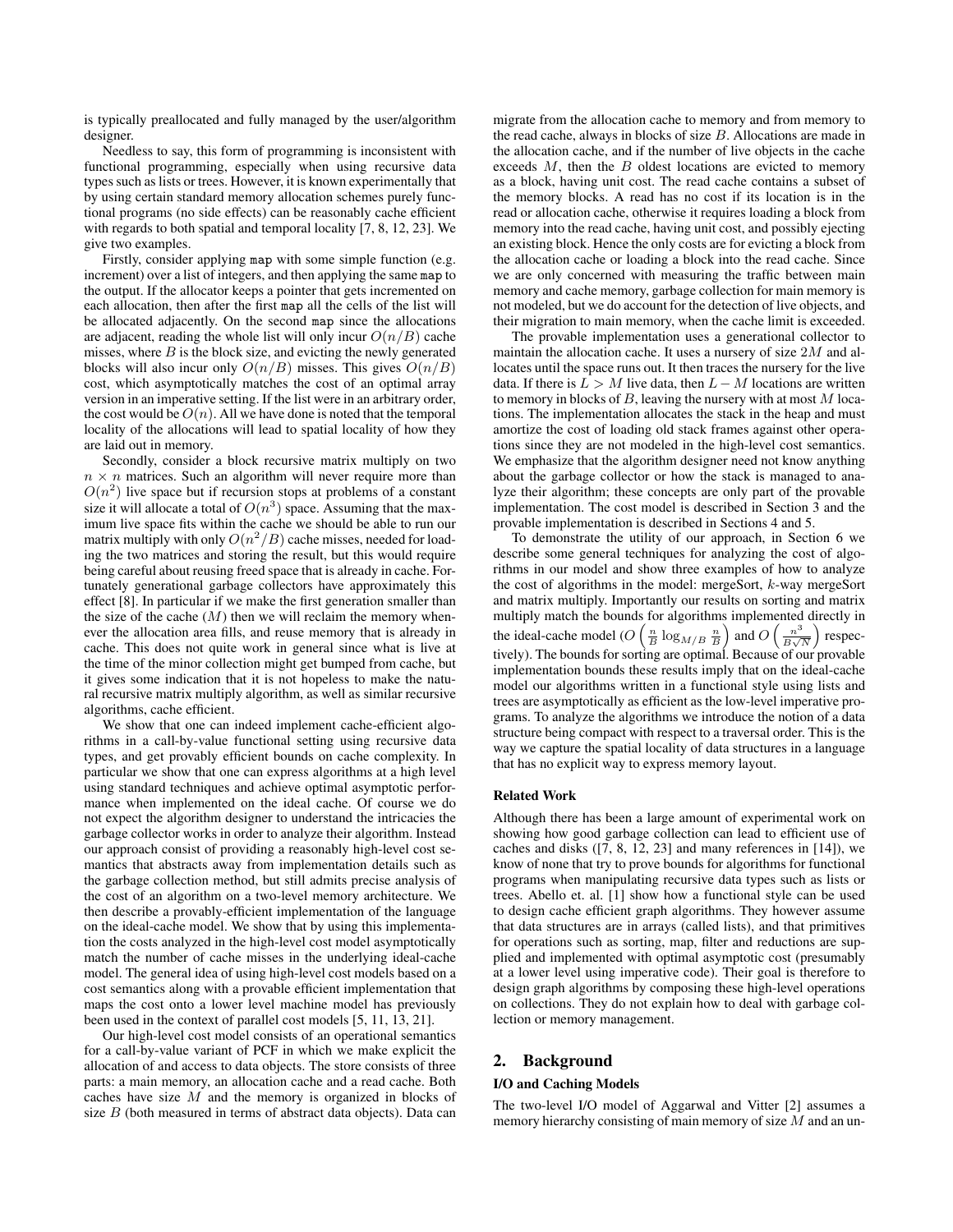is typically preallocated and fully managed by the user/algorithm designer.

Needless to say, this form of programming is inconsistent with functional programming, especially when using recursive data types such as lists or trees. However, it is known experimentally that by using certain standard memory allocation schemes purely functional programs (no side effects) can be reasonably cache efficient with regards to both spatial and temporal locality [7, 8, 12, 23]. We give two examples.

Firstly, consider applying `map` with some simple function (e.g. increment) over a list of integers, and then applying the same `map` to the output. If the allocator keeps a pointer that gets incremented on each allocation, then after the first `map` all the cells of the list will be allocated adjacently. On the second `map` since the allocations are adjacent, reading the whole list will only incur $O(n/B)$ cache misses, where $B$ is the block size, and evicting the newly generated blocks will also incur only $O(n/B)$ misses. This gives $O(n/B)$ cost, which asymptotically matches the cost of an optimal array version in an imperative setting. If the list were in an arbitrary order, the cost would be $O(n)$. All we have done is noted that the temporal locality of the allocations will lead to spatial locality of how they are laid out in memory.

Secondly, consider a block recursive matrix multiply on two $n \times n$ matrices. Such an algorithm will never require more than $O(n^2)$ live space but if recursion stops at problems of a constant size it will allocate a total of $O(n^3)$ space. Assuming that the maximum live space fits within the cache we should be able to run our matrix multiply with only $O(n^2/B)$ cache misses, needed for loading the two matrices and storing the result, but this would require being careful about reusing freed space that is already in cache. Fortunately generational garbage collectors have approximately this effect [8]. In particular if we make the first generation smaller than the size of the cache ($M$) then we will reclaim the memory whenever the allocation area fills, and reuse memory that is already in cache. This does not quite work in general since what is live at the time of the minor collection might get bumped from cache, but it gives some indication that it is not hopeless to make the natural recursive matrix multiply algorithm, as well as similar recursive algorithms, cache efficient.

We show that one can indeed implement cache-efficient algorithms in a call-by-value functional setting using recursive data types, and get provably efficient bounds on cache complexity. In particular we show that one can express algorithms at a high level using standard techniques and achieve optimal asymptotic performance when implemented on the ideal cache. Of course we do not expect the algorithm designer to understand the intricacies the garbage collector works in order to analyze their algorithm. Instead our approach consist of providing a reasonably high-level cost semantics that abstracts away from implementation details such as the garbage collection method, but still admits precise analysis of the cost of an algorithm on a two-level memory architecture. We then describe a provably-efficient implementation of the language on the ideal-cache model. We show that by using this implementation the costs analyzed in the high-level cost model asymptotically match the number of cache misses in the underlying ideal-cache model. The general idea of using high-level cost models based on a cost semantics along with a provable efficient implementation that maps the cost onto a lower level machine model has previously been used in the context of parallel cost models [5, 11, 13, 21].

Our high-level cost model consists of an operational semantics for a call-by-value variant of PCF in which we make explicit the allocation of and access to data objects. The store consists of three parts: a main memory, an allocation cache and a read cache. Both caches have size $M$ and the memory is organized in blocks of size $B$ (both measured in terms of abstract data objects). Data can migrate from the allocation cache to memory and from memory to the read cache, always in blocks of size $B$. Allocations are made in the allocation cache, and if the number of live objects in the cache exceeds $M$, then the $B$ oldest locations are evicted to memory as a block, having unit cost. The read cache contains a subset of the memory blocks. A read has no cost if its location is in the read or allocation cache, otherwise it requires loading a block from memory into the read cache, having unit cost, and possibly ejecting an existing block. Hence the only costs are for evicting a block from the allocation cache or loading a block into the read cache. Since we are only concerned with measuring the traffic between main memory and cache memory, garbage collection for main memory is not modeled, but we do account for the detection of live objects, and their migration to main memory, when the cache limit is exceeded.

The provable implementation uses a generational collector to maintain the allocation cache. It uses a nursery of size $2M$ and allocates until the space runs out. It then traces the nursery for the live data. If there is $L > M$ live data, then $L - M$ locations are written to memory in blocks of $B$, leaving the nursery with at most $M$ locations. The implementation allocates the stack in the heap and must amortize the cost of loading old stack frames against other operations since they are not modeled in the high-level cost semantics. We emphasize that the algorithm designer need not know anything about the garbage collector or how the stack is managed to analyze their algorithm; these concepts are only part of the provable implementation. The cost model is described in Section 3 and the provable implementation is described in Sections 4 and 5.

To demonstrate the utility of our approach, in Section 6 we describe some general techniques for analyzing the cost of algorithms in our model and show three examples of how to analyze the cost of algorithms in the model: mergeSort, $k$-way mergeSort and matrix multiply. Importantly our results on sorting and matrix multiply match the bounds for algorithms implemented directly in the ideal-cache model ($O\left(\frac{n}{B} \log_{M/B} \frac{n}{B}\right)$ and $O\left(\frac{n^3}{B\sqrt{N}}\right)$ respectively). The bounds for sorting are optimal. Because of our provable implementation bounds these results imply that on the ideal-cache model our algorithms written in a functional style using lists and trees are asymptotically as efficient as the low-level imperative programs. To analyze the algorithms we introduce the notion of a data structure being compact with respect to a traversal order. This is the way we capture the spatial locality of data structures in a language that has no explicit way to express memory layout.

#### Related Work

Although there has been a large amount of experimental work on showing how good garbage collection can lead to efficient use of caches and disks ([7, 8, 12, 23] and many references in [14]), we know of none that try to prove bounds for algorithms for functional programs when manipulating recursive data types such as lists or trees. Abello et. al. [1] show how a functional style can be used to design cache efficient graph algorithms. They however assume that data structures are in arrays (called lists), and that primitives for operations such as sorting, map, filter and reductions are supplied and implemented with optimal asymptotic cost (presumably at a lower level using imperative code). Their goal is therefore to design graph algorithms by composing these high-level operations on collections. They do not explain how to deal with garbage collection or memory management.

## 2. Background

#### I/O and Caching Models

The two-level I/O model of Aggarwal and Vitter [2] assumes a memory hierarchy consisting of main memory of size $M$ and an un-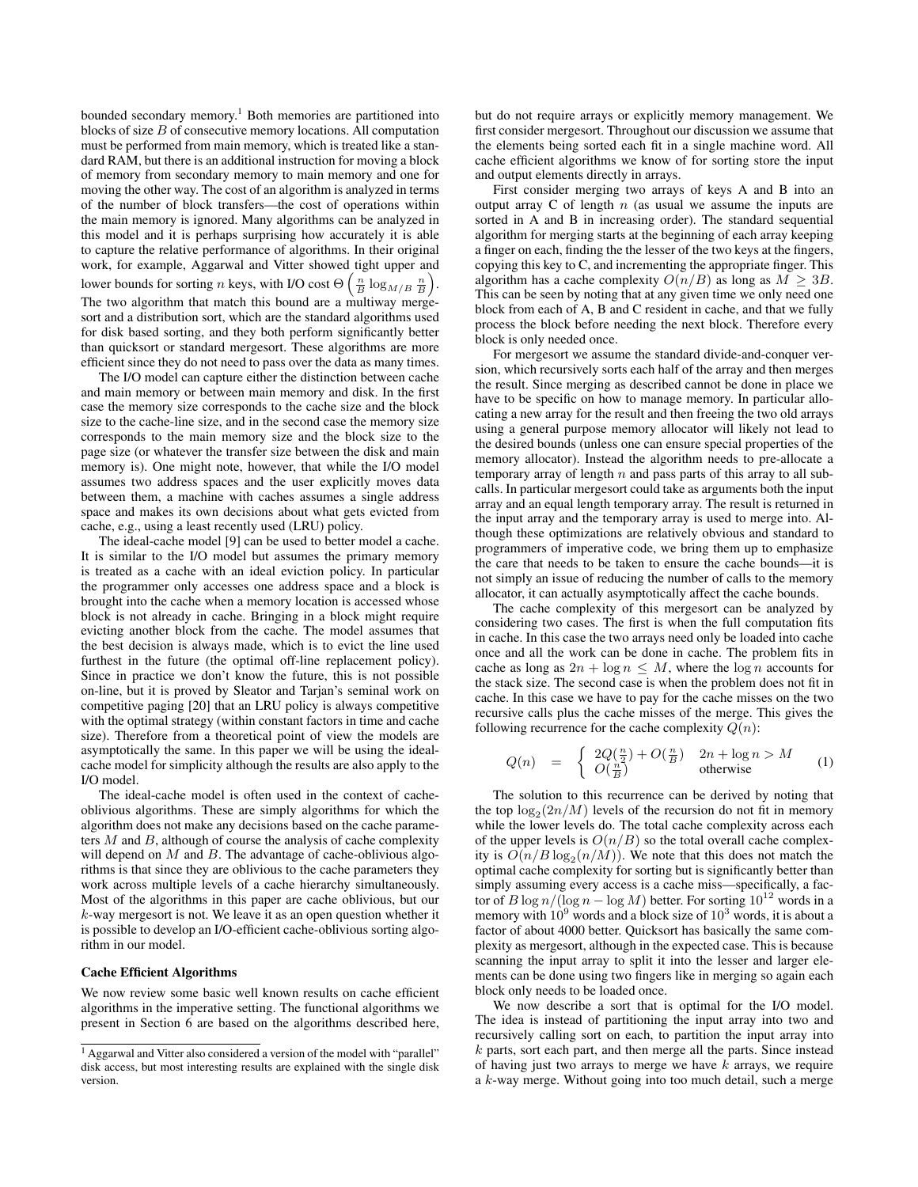bounded secondary memory.[1] Both memories are partitioned into blocks of size $B$ of consecutive memory locations. All computation must be performed from main memory, which is treated like a standard RAM, but there is an additional instruction for moving a block of memory from secondary memory to main memory and one for moving the other way. The cost of an algorithm is analyzed in terms of the number of block transfers—the cost of operations within the main memory is ignored. Many algorithms can be analyzed in this model and it is perhaps surprising how accurately it is able to capture the relative performance of algorithms. In their original work, for example, Aggarwal and Vitter showed tight upper and lower bounds for sorting $n$ keys, with I/O cost $\Theta\left(\frac{n}{B}\log_{M/B}\frac{n}{B}\right)$. The two algorithm that match this bound are a multiway mergesort and a distribution sort, which are the standard algorithms used for disk based sorting, and they both perform significantly better than quicksort or standard mergesort. These algorithms are more efficient since they do not need to pass over the data as many times.

The I/O model can capture either the distinction between cache and main memory or between main memory and disk. In the first case the memory size corresponds to the cache size and the block size to the cache-line size, and in the second case the memory size corresponds to the main memory size and the block size to the page size (or whatever the transfer size between the disk and main memory is). One might note, however, that while the I/O model assumes two address spaces and the user explicitly moves data between them, a machine with caches assumes a single address space and makes its own decisions about what gets evicted from cache, e.g., using a least recently used (LRU) policy.

The ideal-cache model [9] can be used to better model a cache. It is similar to the I/O model but assumes the primary memory is treated as a cache with an ideal eviction policy. In particular the programmer only accesses one address space and a block is brought into the cache when a memory location is accessed whose block is not already in cache. Bringing in a block might require evicting another block from the cache. The model assumes that the best decision is always made, which is to evict the line used furthest in the future (the optimal off-line replacement policy). Since in practice we don't know the future, this is not possible on-line, but it is proved by Sleator and Tarjan's seminal work on competitive paging [20] that an LRU policy is always competitive with the optimal strategy (within constant factors in time and cache size). Therefore from a theoretical point of view the models are asymptotically the same. In this paper we will be using the ideal-cache model for simplicity although the results are also apply to the I/O model.

The ideal-cache model is often used in the context of cache-oblivious algorithms. These are simply algorithms for which the algorithm does not make any decisions based on the cache parameters $M$ and $B$, although of course the analysis of cache complexity will depend on $M$ and $B$. The advantage of cache-oblivious algorithms is that since they are oblivious to the cache parameters they work across multiple levels of a cache hierarchy simultaneously. Most of the algorithms in this paper are cache oblivious, but our $k$-way mergesort is not. We leave it as an open question whether it is possible to develop an I/O-efficient cache-oblivious sorting algorithm in our model.

### Cache Efficient Algorithms

We now review some basic well known results on cache efficient algorithms in the imperative setting. The functional algorithms we present in Section 6 are based on the algorithms described here, but do not require arrays or explicitly memory management. We first consider mergesort. Throughout our discussion we assume that the elements being sorted each fit in a single machine word. All cache efficient algorithms we know of for sorting store the input and output elements directly in arrays.

First consider merging two arrays of keys A and B into an output array C of length $n$ (as usual we assume the inputs are sorted in A and B in increasing order). The standard sequential algorithm for merging starts at the beginning of each array keeping a finger on each, finding the the lesser of the two keys at the fingers, copying this key to C, and incrementing the appropriate finger. This algorithm has a cache complexity $O(n/B)$ as long as $M \geq 3B$. This can be seen by noting that at any given time we only need one block from each of A, B and C resident in cache, and that we fully process the block before needing the next block. Therefore every block is only needed once.

For mergesort we assume the standard divide-and-conquer version, which recursively sorts each half of the array and then merges the result. Since merging as described cannot be done in place we have to be specific on how to manage memory. In particular allocating a new array for the result and then freeing the two old arrays using a general purpose memory allocator will likely not lead to the desired bounds (unless one can ensure special properties of the memory allocator). Instead the algorithm needs to pre-allocate a temporary array of length $n$ and pass parts of this array to all sub-calls. In particular mergesort could take as arguments both the input array and an equal length temporary array. The result is returned in the input array and the temporary array is used to merge into. Although these optimizations are relatively obvious and standard to programmers of imperative code, we bring them up to emphasize the care that needs to be taken to ensure the cache bounds—it is not simply an issue of reducing the number of calls to the memory allocator, it can actually asymptotically affect the cache bounds.

The cache complexity of this mergesort can be analyzed by considering two cases. The first is when the full computation fits in cache. In this case the two arrays need only be loaded into cache once and all the work can be done in cache. The problem fits in cache as long as $2n + \log n \leq M$, where the $\log n$ accounts for the stack size. The second case is when the problem does not fit in cache. In this case we have to pay for the cache misses on the two recursive calls plus the cache misses of the merge. This gives the following recurrence for the cache complexity $Q(n)$:

$$Q(n) \quad = \quad \begin{cases} 2Q(\frac{n}{2}) + O(\frac{n}{B}) & 2n + \log n > M \\ O(\frac{n}{B}) & \text{otherwise} \end{cases} \qquad (1)$$

The solution to this recurrence can be derived by noting that the top $\log_2(2n/M)$ levels of the recursion do not fit in memory while the lower levels do. The total cache complexity across each of the upper levels is $O(n/B)$ so the total overall cache complexity is $O(n/B \log_2(n/M))$. We note that this does not match the optimal cache complexity for sorting but is significantly better than simply assuming every access is a cache miss—specifically, a factor of $B \log n/(\log n - \log M)$ better. For sorting $10^{12}$ words in a memory with $10^9$ words and a block size of $10^3$ words, it is about a factor of about 4000 better. Quicksort has basically the same complexity as mergesort, although in the expected case. This is because scanning the input array to split it into the lesser and larger elements can be done using two fingers like in merging so again each block only needs to be loaded once.

We now describe a sort that is optimal for the I/O model. The idea is instead of partitioning the input array into two and recursively calling sort on each, to partition the input array into $k$ parts, sort each part, and then merge all the parts. Since instead of having just two arrays to merge we have $k$ arrays, we require a $k$-way merge. Without going into too much detail, such a merge

[1] Aggarwal and Vitter also considered a version of the model with "parallel" disk access, but most interesting results are explained with the single disk version.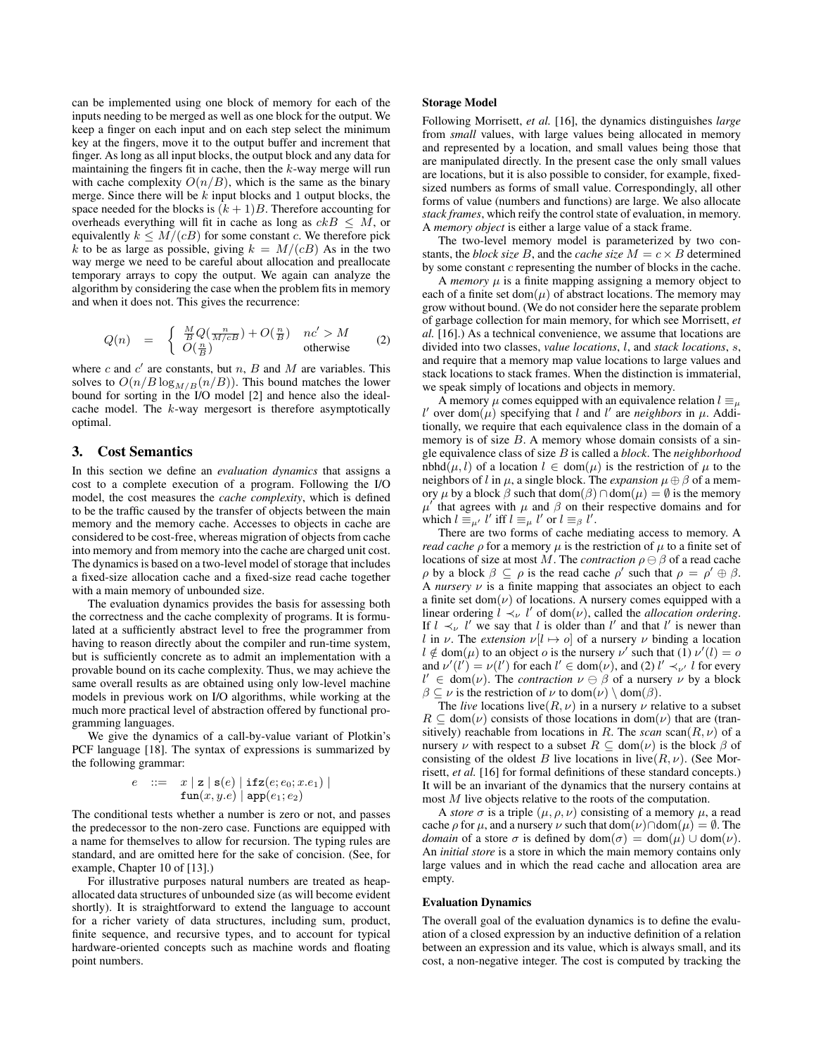can be implemented using one block of memory for each of the inputs needing to be merged as well as one block for the output. We keep a finger on each input and on each step select the minimum key at the fingers, move it to the output buffer and increment that finger. As long as all input blocks, the output block and any data for maintaining the fingers fit in cache, then the $k$-way merge will run with cache complexity $O(n/B)$, which is the same as the binary merge. Since there will be $k$ input blocks and 1 output blocks, the space needed for the blocks is $(k + 1)B$. Therefore accounting for overheads everything will fit in cache as long as $ckB \leq M$, or equivalently $k \leq M/(cB)$ for some constant $c$. We therefore pick $k$ to be as large as possible, giving $k = M/(cB)$ As in the two way merge we need to be careful about allocation and preallocate temporary arrays to copy the output. We again can analyze the algorithm by considering the case when the problem fits in memory and when it does not. This gives the recurrence:

$$Q(n) \quad = \quad \begin{cases} \frac{M}{B} Q(\frac{n}{M/cB}) + O(\frac{n}{B}) & nc' > M \\ O(\frac{n}{B}) & \text{otherwise} \end{cases} \qquad (2)$$

where $c$ and $c'$ are constants, but $n$, $B$ and $M$ are variables. This solves to $O(n/B \log_{M/B}(n/B))$. This bound matches the lower bound for sorting in the I/O model [2] and hence also the ideal-cache model. The $k$-way mergesort is therefore asymptotically optimal.

## 3. Cost Semantics

In this section we define an *evaluation dynamics* that assigns a cost to a complete execution of a program. Following the I/O model, the cost measures the *cache complexity*, which is defined to be the traffic caused by the transfer of objects between the main memory and the memory cache. Accesses to objects in cache are considered to be cost-free, whereas migration of objects from cache into memory and from memory into the cache are charged unit cost. The dynamics is based on a two-level model of storage that includes a fixed-size allocation cache and a fixed-size read cache together with a main memory of unbounded size.

The evaluation dynamics provides the basis for assessing both the correctness and the cache complexity of programs. It is formulated at a sufficiently abstract level to free the programmer from having to reason directly about the compiler and run-time system, but is sufficiently concrete as to admit an implementation with a provable bound on its cache complexity. Thus, we may achieve the same overall results as are obtained using only low-level machine models in previous work on I/O algorithms, while working at the much more practical level of abstraction offered by functional programming languages.

We give the dynamics of a call-by-value variant of Plotkin's PCF language [18]. The syntax of expressions is summarized by the following grammar:

$$e \quad ::= \quad x \mid \mathtt{z} \mid \mathtt{s}(e) \mid \mathtt{ifz}(e; e_0; x.e_1) \mid \mathtt{fun}(x, y.e) \mid \mathtt{app}(e_1; e_2)$$

The conditional tests whether a number is zero or not, and passes the predecessor to the non-zero case. Functions are equipped with a name for themselves to allow for recursion. The typing rules are standard, and are omitted here for the sake of concision. (See, for example, Chapter 10 of [13].)

For illustrative purposes natural numbers are treated as heap-allocated data structures of unbounded size (as will become evident shortly). It is straightforward to extend the language to account for a richer variety of data structures, including sum, product, finite sequence, and recursive types, and to account for typical hardware-oriented concepts such as machine words and floating point numbers.

### Storage Model

Following Morrisett, *et al.* [16], the dynamics distinguishes *large* from *small* values, with large values being allocated in memory and represented by a location, and small values being those that are manipulated directly. In the present case the only small values are locations, but it is also possible to consider, for example, fixed-sized numbers as forms of small value. Correspondingly, all other forms of value (numbers and functions) are large. We also allocate *stack frames*, which reify the control state of evaluation, in memory. A *memory object* is either a large value of a stack frame.

The two-level memory model is parameterized by two constants, the *block size* $B$, and the *cache size* $M = c \times B$ determined by some constant $c$ representing the number of blocks in the cache.

A *memory* $\mu$ is a finite mapping assigning a memory object to each of a finite set $\mathrm{dom}(\mu)$ of abstract locations. The memory may grow without bound. (We do not consider here the separate problem of garbage collection for main memory, for which see Morrisett, *et al.* [16].) As a technical convenience, we assume that locations are divided into two classes, *value locations*, $l$, and *stack locations*, $s$, and require that a memory map value locations to large values and stack locations to stack frames. When the distinction is immaterial, we speak simply of locations and objects in memory.

A memory $\mu$ comes equipped with an equivalence relation $l \equiv_\mu l'$ over $\mathrm{dom}(\mu)$ specifying that $l$ and $l'$ are *neighbors* in $\mu$. Additionally, we require that each equivalence class in the domain of a memory is of size $B$. A memory whose domain consists of a single equivalence class of size $B$ is called a *block*. The *neighborhood* $\mathrm{nbhd}(\mu, l)$ of a location $l \in \mathrm{dom}(\mu)$ is the restriction of $\mu$ to the neighbors of $l$ in $\mu$, a single block. The *expansion* $\mu \oplus \beta$ of a memory $\mu$ by a block $\beta$ such that $\mathrm{dom}(\beta) \cap \mathrm{dom}(\mu) = \emptyset$ is the memory $\mu'$ that agrees with $\mu$ and $\beta$ on their respective domains and for which $l \equiv_{\mu'} l'$ iff $l \equiv_\mu l'$ or $l \equiv_\beta l'$.

There are two forms of cache mediating access to memory. A *read cache* $\rho$ for a memory $\mu$ is the restriction of $\mu$ to a finite set of locations of size at most $M$. The *contraction* $\rho \ominus \beta$ of a read cache $\rho$ by a block $\beta \subseteq \rho$ is the read cache $\rho'$ such that $\rho = \rho' \oplus \beta$. A *nursery* $\nu$ is a finite mapping that associates an object to each a finite set $\mathrm{dom}(\nu)$ of locations. A nursery comes equipped with a linear ordering $l \prec_\nu l'$ of $\mathrm{dom}(\nu)$, called the *allocation ordering*. If $l \prec_\nu l'$ we say that $l$ is older than $l'$ and that $l'$ is newer than $l$ in $\nu$. The *extension* $\nu[l \mapsto o]$ of a nursery $\nu$ binding a location $l \notin \mathrm{dom}(\mu)$ to an object $o$ is the nursery $\nu'$ such that (1) $\nu'(l) = o$ and $\nu'(l') = \nu(l')$ for each $l' \in \mathrm{dom}(\nu)$, and (2) $l' \prec_{\nu'} l$ for every $l' \in \mathrm{dom}(\nu)$. The *contraction* $\nu \ominus \beta$ of a nursery $\nu$ by a block $\beta \subseteq \nu$ is the restriction of $\nu$ to $\mathrm{dom}(\nu) \setminus \mathrm{dom}(\beta)$.

The *live* locations $\mathrm{live}(R, \nu)$ in a nursery $\nu$ relative to a subset $R \subseteq \mathrm{dom}(\nu)$ consists of those locations in $\mathrm{dom}(\nu)$ that are (transitively) reachable from locations in $R$. The *scan* $\mathrm{scan}(R, \nu)$ of a nursery $\nu$ with respect to a subset $R \subseteq \mathrm{dom}(\nu)$ is the block $\beta$ of consisting of the oldest $B$ live locations in $\mathrm{live}(R, \nu)$. (See Morrisett, *et al.* [16] for formal definitions of these standard concepts.) It will be an invariant of the dynamics that the nursery contains at most $M$ live objects relative to the roots of the computation.

A *store* $\sigma$ is a triple $(\mu, \rho, \nu)$ consisting of a memory $\mu$, a read cache $\rho$ for $\mu$, and a nursery $\nu$ such that $\mathrm{dom}(\nu) \cap \mathrm{dom}(\mu) = \emptyset$. The *domain* of a store $\sigma$ is defined by $\mathrm{dom}(\sigma) = \mathrm{dom}(\mu) \cup \mathrm{dom}(\nu)$. An *initial store* is a store in which the main memory contains only large values and in which the read cache and allocation area are empty.

### Evaluation Dynamics

The overall goal of the evaluation dynamics is to define the evaluation of a closed expression by an inductive definition of a relation between an expression and its value, which is always small, and its cost, a non-negative integer. The cost is computed by tracking the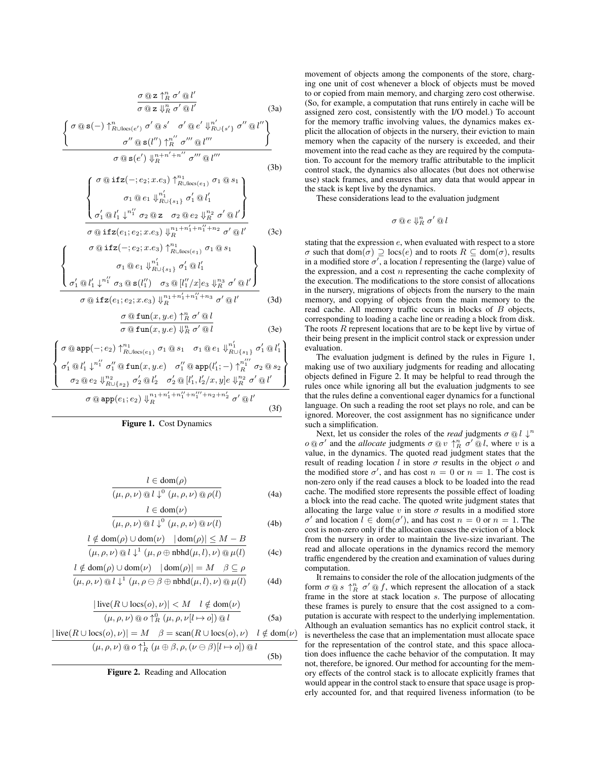$$\frac{\sigma \mathbin{@} \mathtt{z} \uparrow_R^n \sigma' \mathbin{@} l'}{\sigma \mathbin{@} \mathtt{z} \Downarrow_R^n \sigma' \mathbin{@} l'} \tag{3a}$$

$$\frac{\left\{\begin{array}{c} \sigma \mathbin{@} \mathtt{s}(-) \uparrow_{R \cup \mathrm{locs}(e')}^n \sigma' \mathbin{@} s' \quad \sigma' \mathbin{@} e' \Downarrow_{R \cup \{s'\}}^{n'} \sigma'' \mathbin{@} l'' \\ \sigma'' \mathbin{@} \mathtt{s}(l'') \uparrow_R^{n''} \sigma''' \mathbin{@} l''' \end{array}\right\}}{\sigma \mathbin{@} \mathtt{s}(e') \Downarrow_R^{n+n'+n''} \sigma''' \mathbin{@} l'''} \tag{3b}$$

$$\frac{\left\{\begin{array}{c} \sigma \mathbin{@} \mathtt{ifz}(-; e_2; x.e_3) \uparrow_{R \cup \mathrm{locs}(e_1)}^{n_1} \sigma_1 \mathbin{@} s_1 \\ \sigma_1 \mathbin{@} e_1 \Downarrow_{R \cup \{s_1\}}^{n_1'} \sigma_1' \mathbin{@} l_1' \\ \sigma_1' \mathbin{@} l_1' \downarrow^{n_1''} \sigma_2 \mathbin{@} \mathtt{z} \quad \sigma_2 \mathbin{@} e_2 \Downarrow_R^{n_2} \sigma' \mathbin{@} l' \end{array}\right\}}{\sigma \mathbin{@} \mathtt{ifz}(e_1; e_2; x.e_3) \Downarrow_R^{n_1+n_1'+n_1''+n_2} \sigma' \mathbin{@} l'} \tag{3c}$$

$$\frac{\left\{\begin{array}{c} \sigma \mathbin{@} \mathtt{ifz}(-; e_2; x.e_3) \uparrow_{R \cup \mathrm{locs}(e_1)}^{n_1} \sigma_1 \mathbin{@} s_1 \\ \sigma_1 \mathbin{@} e_1 \Downarrow_{R \cup \{s_1\}}^{n_1'} \sigma_1' \mathbin{@} l_1' \\ \sigma_1' \mathbin{@} l_1' \downarrow^{n_1''} \sigma_3 \mathbin{@} \mathtt{s}(l_1'') \quad \sigma_3 \mathbin{@} [l_1''/x]e_3 \Downarrow_R^{n_3} \sigma' \mathbin{@} l' \end{array}\right\}}{\sigma \mathbin{@} \mathtt{ifz}(e_1; e_2; x.e_3) \Downarrow_R^{n_1+n_1'+n_1''+n_3} \sigma' \mathbin{@} l'} \tag{3d}$$

$$\frac{\sigma \mathbin{@} \mathtt{fun}(x, y.e) \uparrow_R^n \sigma' \mathbin{@} l}{\sigma \mathbin{@} \mathtt{fun}(x, y.e) \Downarrow_R^n \sigma' \mathbin{@} l} \tag{3e}$$

$$\frac{\left\{\begin{array}{c} \sigma \mathbin{@} \mathtt{app}(-; e_2) \uparrow_{R \cup \mathrm{locs}(e_1)}^{n_1} \sigma_1 \mathbin{@} s_1 \quad \sigma_1 \mathbin{@} e_1 \Downarrow_{R \cup \{s_1\}}^{n_1'} \sigma_1' \mathbin{@} l_1' \\ \sigma_1' \mathbin{@} l_1' \downarrow^{n_1''} \sigma_1'' \mathbin{@} \mathtt{fun}(x, y.e) \quad \sigma_1'' \mathbin{@} \mathtt{app}(l_1'; -) \uparrow_R^{n_1'''} \sigma_2 \mathbin{@} s_2 \\ \sigma_2 \mathbin{@} e_2 \Downarrow_{R \cup \{s_2\}}^{n_2} \sigma_2' \mathbin{@} l_2' \quad \sigma_2' \mathbin{@} [l_1', l_2'/x, y]e \Downarrow_R^{n_2'} \sigma' \mathbin{@} l' \end{array}\right\}}{\sigma \mathbin{@} \mathtt{app}(e_1; e_2) \Downarrow_R^{n_1+n_1'+n_1''+n_1'''+n_2+n_2'} \sigma' \mathbin{@} l'} \tag{3f}$$

**Figure 1.** Cost Dynamics

$$\frac{l \in \mathrm{dom}(\rho)}{(\mu, \rho, \nu) \mathbin{@} l \downarrow^0 (\mu, \rho, \nu) \mathbin{@} \rho(l)} \tag{4a}$$

$$\frac{l \in \mathrm{dom}(\nu)}{(\mu, \rho, \nu) \mathbin{@} l \downarrow^0 (\mu, \rho, \nu) \mathbin{@} \nu(l)} \tag{4b}$$

$$\frac{l \notin \mathrm{dom}(\rho) \cup \mathrm{dom}(\nu) \quad |\mathrm{dom}(\rho)| \leq M - B}{(\mu, \rho, \nu) \mathbin{@} l \downarrow^1 (\mu, \rho \oplus \mathrm{nbhd}(\mu, l), \nu) \mathbin{@} \mu(l)} \tag{4c}$$

$$\frac{l \notin \mathrm{dom}(\rho) \cup \mathrm{dom}(\nu) \quad |\mathrm{dom}(\rho)| = M \quad \beta \subseteq \rho}{(\mu, \rho, \nu) \mathbin{@} l \downarrow^1 (\mu, \rho \ominus \beta \oplus \mathrm{nbhd}(\mu, l), \nu) \mathbin{@} \mu(l)} \tag{4d}$$

$$\frac{|\,\mathrm{live}(R \cup \mathrm{locs}(o), \nu)| < M \quad l \notin \mathrm{dom}(\nu)}{(\mu, \rho, \nu) \mathbin{@} o \uparrow_R^0 (\mu, \rho, \nu[l \mapsto o]) \mathbin{@} l} \tag{5a}$$

$$\frac{|\,\mathrm{live}(R \cup \mathrm{locs}(o), \nu)| = M \quad \beta = \mathrm{scan}(R \cup \mathrm{locs}(o), \nu) \quad l \notin \mathrm{dom}(\nu)}{(\mu, \rho, \nu) \mathbin{@} o \uparrow_R^1 (\mu \oplus \beta, \rho, (\nu \ominus \beta)[l \mapsto o]) \mathbin{@} l} \tag{5b}$$

**Figure 2.** Reading and Allocation

movement of objects among the components of the store, charging one unit of cost whenever a block of objects must be moved to or copied from main memory, and charging zero cost otherwise. (So, for example, a computation that runs entirely in cache will be assigned zero cost, consistently with the I/O model.) To account for the memory traffic involving values, the dynamics makes explicit the allocation of objects in the nursery, their eviction to main memory when the capacity of the nursery is exceeded, and their movement into the read cache as they are required by the computation. To account for the memory traffic attributable to the implicit control stack, the dynamics also allocates (but does not otherwise use) stack frames, and ensures that any data that would appear in the stack is kept live by the dynamics.

These considerations lead to the evaluation judgment

$$\sigma \mathbin{@} e \Downarrow_R^n \sigma' \mathbin{@} l$$

stating that the expression $e$, when evaluated with respect to a store $\sigma$ such that $\mathrm{dom}(\sigma) \supseteq \mathrm{locs}(e)$ and to roots $R \subseteq \mathrm{dom}(\sigma)$, results in a modified store $\sigma'$, a location $l$ representing the (large) value of the expression, and a cost $n$ representing the cache complexity of the execution. The modifications to the store consist of allocations in the nursery, migrations of objects from the nursery to the main memory, and copying of objects from the main memory to the read cache. All memory traffic occurs in blocks of $B$ objects, corresponding to loading a cache line or reading a block from disk. The roots $R$ represent locations that are to be kept live by virtue of their being present in the implicit control stack or expression under evaluation.

The evaluation judgment is defined by the rules in Figure 1, making use of two auxiliary judgments for reading and allocating objects defined in Figure 2. It may be helpful to read through the rules once while ignoring all but the evaluation judgments to see that the rules define a conventional eager dynamics for a functional language. On such a reading the root set plays no role, and can be ignored. Moreover, the cost assignment has no significance under such a simplification.

Next, let us consider the roles of the *read* judgments $\sigma \mathbin{@} l \downarrow^n o \mathbin{@} \sigma'$ and the *allocate* judgments $\sigma \mathbin{@} v \uparrow_R^n \sigma' \mathbin{@} l$, where $v$ is a value, in the dynamics. The quoted read judgment states that the result of reading location $l$ in store $\sigma$ results in the object $o$ and the modified store $\sigma'$, and has cost $n = 0$ or $n = 1$. The cost is non-zero only if the read causes a block to be loaded into the read cache. The modified store represents the possible effect of loading a block into the read cache. The quoted write judgment states that allocating the large value $v$ in store $\sigma$ results in a modified store $\sigma'$ and location $l \in \mathrm{dom}(\sigma')$, and has cost $n = 0$ or $n = 1$. The cost is non-zero only if the allocation causes the eviction of a block from the nursery in order to maintain the live-size invariant. The read and allocate operations in the dynamics record the memory traffic engendered by the creation and examination of values during computation.

It remains to consider the role of the allocation judgments of the form $\sigma \mathbin{@} s \uparrow_R^n \sigma' \mathbin{@} f$, which represent the allocation of a stack frame in the store at stack location $s$. The purpose of allocating these frames is purely to ensure that the cost assigned to a computation is accurate with respect to the underlying implementation. Although an evaluation semantics has no explicit control stack, it is nevertheless the case that an implementation must allocate space for the representation of the control state, and this space allocation does influence the cache behavior of the computation. It may not, therefore, be ignored. Our method for accounting for the memory effects of the control stack is to allocate explicitly frames that would appear in the control stack to ensure that space usage is properly accounted for, and that required liveness information (to be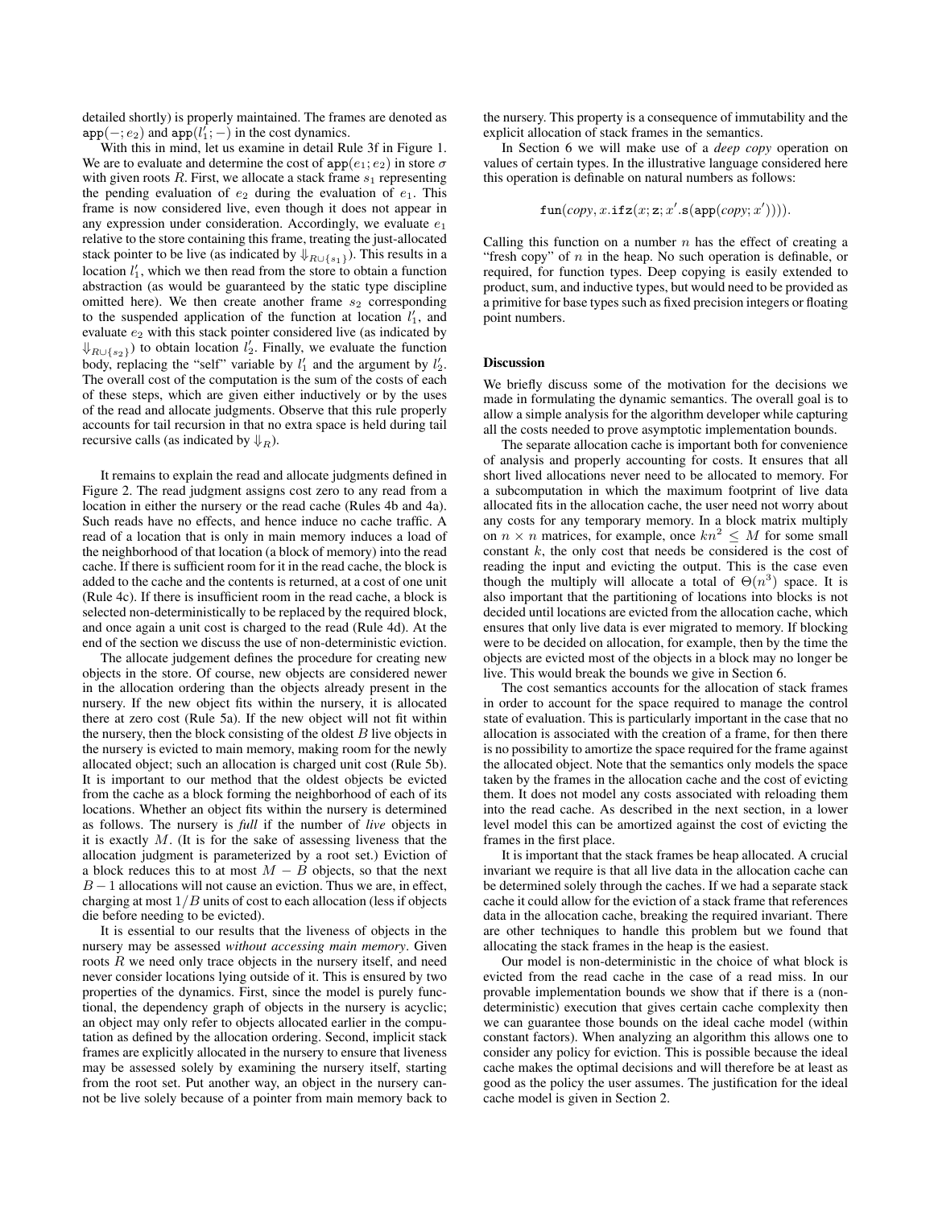detailed shortly) is properly maintained. The frames are denoted as $\mathtt{app}(-; e_2)$ and $\mathtt{app}(l_1'; -)$ in the cost dynamics.

With this in mind, let us examine in detail Rule 3f in Figure 1. We are to evaluate and determine the cost of $\mathtt{app}(e_1; e_2)$ in store $\sigma$ with given roots $R$. First, we allocate a stack frame $s_1$ representing the pending evaluation of $e_2$ during the evaluation of $e_1$. This frame is now considered live, even though it does not appear in any expression under consideration. Accordingly, we evaluate $e_1$ relative to the store containing this frame, treating the just-allocated stack pointer to be live (as indicated by $\Downarrow_{R\cup\{s_1\}}$). This results in a location $l_1'$, which we then read from the store to obtain a function abstraction (as would be guaranteed by the static type discipline omitted here). We then create another frame $s_2$ corresponding to the suspended application of the function at location $l_1'$, and evaluate $e_2$ with this stack pointer considered live (as indicated by $\Downarrow_{R\cup\{s_2\}}$) to obtain location $l_2'$. Finally, we evaluate the function body, replacing the "self" variable by $l_1'$ and the argument by $l_2'$. The overall cost of the computation is the sum of the costs of each of these steps, which are given either inductively or by the uses of the read and allocate judgments. Observe that this rule properly accounts for tail recursion in that no extra space is held during tail recursive calls (as indicated by $\Downarrow_R$).

It remains to explain the read and allocate judgments defined in Figure 2. The read judgment assigns cost zero to any read from a location in either the nursery or the read cache (Rules 4b and 4a). Such reads have no effects, and hence induce no cache traffic. A read of a location that is only in main memory induces a load of the neighborhood of that location (a block of memory) into the read cache. If there is sufficient room for it in the read cache, the block is added to the cache and the contents is returned, at a cost of one unit (Rule 4c). If there is insufficient room in the read cache, a block is selected non-deterministically to be replaced by the required block, and once again a unit cost is charged to the read (Rule 4d). At the end of the section we discuss the use of non-deterministic eviction.

The allocate judgement defines the procedure for creating new objects in the store. Of course, new objects are considered newer in the allocation ordering than the objects already present in the nursery. If the new object fits within the nursery, it is allocated there at zero cost (Rule 5a). If the new object will not fit within the nursery, then the block consisting of the oldest $B$ live objects in the nursery is evicted to main memory, making room for the newly allocated object; such an allocation is charged unit cost (Rule 5b). It is important to our method that the oldest objects be evicted from the cache as a block forming the neighborhood of each of its locations. Whether an object fits within the nursery is determined as follows. The nursery is *full* if the number of *live* objects in it is exactly $M$. (It is for the sake of assessing liveness that the allocation judgment is parameterized by a root set.) Eviction of a block reduces this to at most $M - B$ objects, so that the next $B - 1$ allocations will not cause an eviction. Thus we are, in effect, charging at most $1/B$ units of cost to each allocation (less if objects die before needing to be evicted).

It is essential to our results that the liveness of objects in the nursery may be assessed *without accessing main memory*. Given roots $R$ we need only trace objects in the nursery itself, and need never consider locations lying outside of it. This is ensured by two properties of the dynamics. First, since the model is purely functional, the dependency graph of objects in the nursery is acyclic; an object may only refer to objects allocated earlier in the computation as defined by the allocation ordering. Second, implicit stack frames are explicitly allocated in the nursery to ensure that liveness may be assessed solely by examining the nursery itself, starting from the root set. Put another way, an object in the nursery cannot be live solely because of a pointer from main memory back to the nursery. This property is a consequence of immutability and the explicit allocation of stack frames in the semantics.

In Section 6 we will make use of a *deep copy* operation on values of certain types. In the illustrative language considered here this operation is definable on natural numbers as follows:

$$\mathtt{fun}(copy, x.\mathtt{ifz}(x; \mathtt{z}; x'.\mathtt{s}(\mathtt{app}(copy; x')))).$$

Calling this function on a number $n$ has the effect of creating a "fresh copy" of $n$ in the heap. No such operation is definable, or required, for function types. Deep copying is easily extended to product, sum, and inductive types, but would need to be provided as a primitive for base types such as fixed precision integers or floating point numbers.

#### Discussion

We briefly discuss some of the motivation for the decisions we made in formulating the dynamic semantics. The overall goal is to allow a simple analysis for the algorithm developer while capturing all the costs needed to prove asymptotic implementation bounds.

The separate allocation cache is important both for convenience of analysis and properly accounting for costs. It ensures that all short lived allocations never need to be allocated to memory. For a subcomputation in which the maximum footprint of live data allocated fits in the allocation cache, the user need not worry about any costs for any temporary memory. In a block matrix multiply on $n \times n$ matrices, for example, once $kn^2 \leq M$ for some small constant $k$, the only cost that needs be considered is the cost of reading the input and evicting the output. This is the case even though the multiply will allocate a total of $\Theta(n^3)$ space. It is also important that the partitioning of locations into blocks is not decided until locations are evicted from the allocation cache, which ensures that only live data is ever migrated to memory. If blocking were to be decided on allocation, for example, then by the time the objects are evicted most of the objects in a block may no longer be live. This would break the bounds we give in Section 6.

The cost semantics accounts for the allocation of stack frames in order to account for the space required to manage the control state of evaluation. This is particularly important in the case that no allocation is associated with the creation of a frame, for then there is no possibility to amortize the space required for the frame against the allocated object. Note that the semantics only models the space taken by the frames in the allocation cache and the cost of evicting them. It does not model any costs associated with reloading them into the read cache. As described in the next section, in a lower level model this can be amortized against the cost of evicting the frames in the first place.

It is important that the stack frames be heap allocated. A crucial invariant we require is that all live data in the allocation cache can be determined solely through the caches. If we had a separate stack cache it could allow for the eviction of a stack frame that references data in the allocation cache, breaking the required invariant. There are other techniques to handle this problem but we found that allocating the stack frames in the heap is the easiest.

Our model is non-deterministic in the choice of what block is evicted from the read cache in the case of a read miss. In our provable implementation bounds we show that if there is a (non-deterministic) execution that gives certain cache complexity then we can guarantee those bounds on the ideal cache model (within constant factors). When analyzing an algorithm this allows one to consider any policy for eviction. This is possible because the ideal cache makes the optimal decisions and will therefore be at least as good as the policy the user assumes. The justification for the ideal cache model is given in Section 2.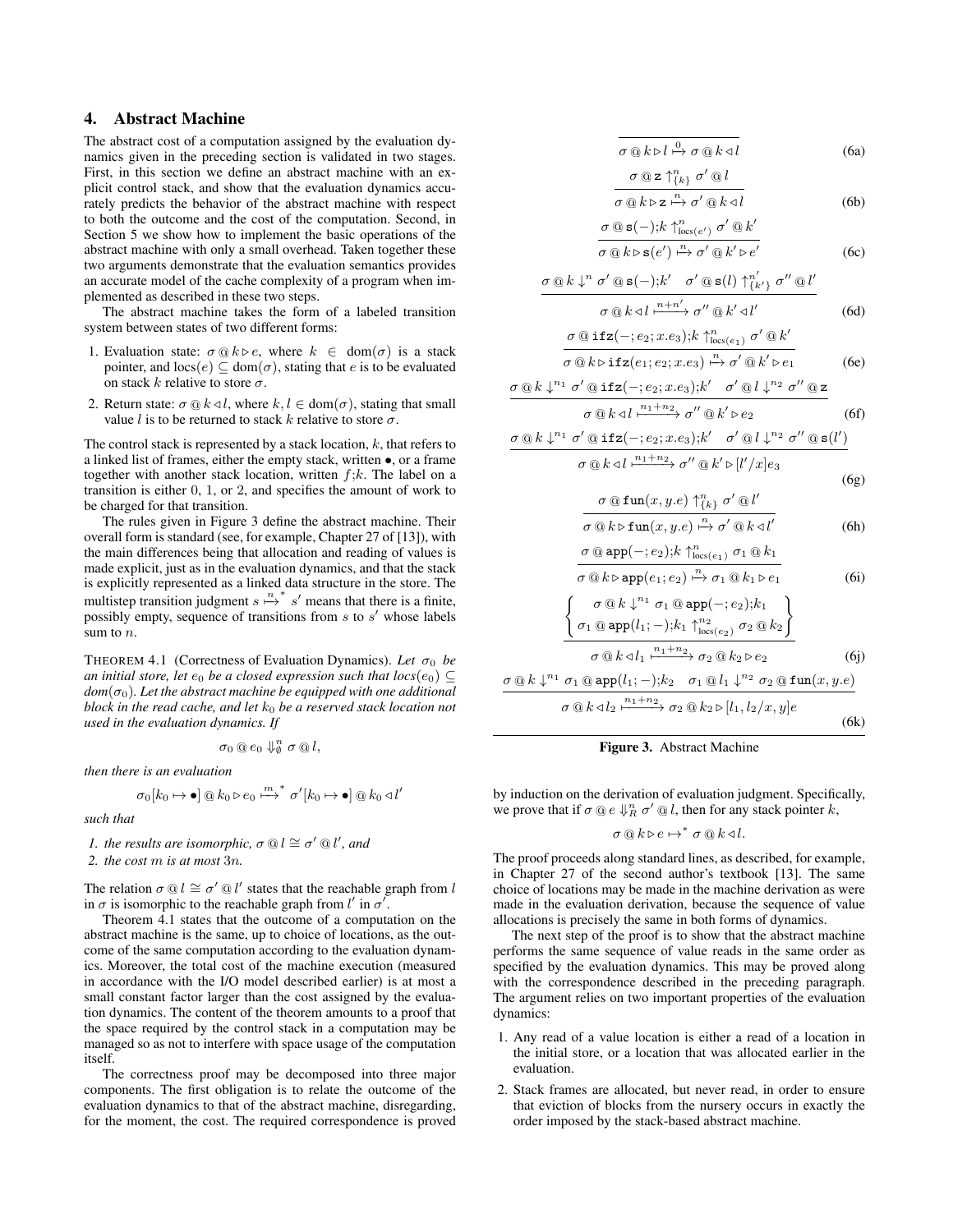## 4. Abstract Machine

The abstract cost of a computation assigned by the evaluation dynamics given in the preceding section is validated in two stages. First, in this section we define an abstract machine with an explicit control stack, and show that the evaluation dynamics accurately predicts the behavior of the abstract machine with respect to both the outcome and the cost of the computation. Second, in Section 5 we show how to implement the basic operations of the abstract machine with only a small overhead. Taken together these two arguments demonstrate that the evaluation semantics provides an accurate model of the cache complexity of a program when implemented as described in these two steps.

The abstract machine takes the form of a labeled transition system between states of two different forms:

1. Evaluation state: $\sigma \mathbin{@} k \triangleright e$, where $k \in \mathrm{dom}(\sigma)$ is a stack pointer, and $\mathrm{locs}(e) \subseteq \mathrm{dom}(\sigma)$, stating that $e$ is to be evaluated on stack $k$ relative to store $\sigma$.
2. Return state: $\sigma \mathbin{@} k \triangleleft l$, where $k, l \in \mathrm{dom}(\sigma)$, stating that small value $l$ is to be returned to stack $k$ relative to store $\sigma$.

The control stack is represented by a stack location, $k$, that refers to a linked list of frames, either the empty stack, written $\bullet$, or a frame together with another stack location, written $f;k$. The label on a transition is either 0, 1, or 2, and specifies the amount of work to be charged for that transition.

The rules given in Figure 3 define the abstract machine. Their overall form is standard (see, for example, Chapter 27 of [13]), with the main differences being that allocation and reading of values is made explicit, just as in the evaluation dynamics, and that the stack is explicitly represented as a linked data structure in the store. The multistep transition judgment $s \overset{n}{\longmapsto}^{*} s'$ means that there is a finite, possibly empty, sequence of transitions from $s$ to $s'$ whose labels sum to $n$.

$$\frac{}{\sigma \mathbin{@} k \triangleright l \overset{0}{\longmapsto} \sigma \mathbin{@} k \triangleleft l} \quad (6a)$$

$$\frac{\sigma \mathbin{@} \mathtt{z} \uparrow^{n}_{\{k\}} \sigma' \mathbin{@} l}{\sigma \mathbin{@} k \triangleright \mathtt{z} \overset{n}{\longmapsto} \sigma' \mathbin{@} k \triangleleft l} \quad (6b)$$

$$\frac{\sigma \mathbin{@} \mathtt{s}(-);k \uparrow^{n}_{\mathrm{locs}(e')} \sigma' \mathbin{@} k'}{\sigma \mathbin{@} k \triangleright \mathtt{s}(e') \overset{n}{\longmapsto} \sigma' \mathbin{@} k' \triangleright e'} \quad (6c)$$

$$\frac{\sigma \mathbin{@} k \downarrow^{n} \sigma' \mathbin{@} \mathtt{s}(-);k' \quad \sigma' \mathbin{@} \mathtt{s}(l) \uparrow^{n'}_{\{k'\}} \sigma'' \mathbin{@} l'}{\sigma \mathbin{@} k \triangleleft l \overset{n+n'}{\longmapsto} \sigma'' \mathbin{@} k' \triangleleft l'} \quad (6d)$$

$$\frac{\sigma \mathbin{@} \mathtt{ifz}(-;e_2;x.e_3);k \uparrow^{n}_{\mathrm{locs}(e_1)} \sigma' \mathbin{@} k'}{\sigma \mathbin{@} k \triangleright \mathtt{ifz}(e_1;e_2;x.e_3) \overset{n}{\longmapsto} \sigma' \mathbin{@} k' \triangleright e_1} \quad (6e)$$

$$\frac{\sigma \mathbin{@} k \downarrow^{n_1} \sigma' \mathbin{@} \mathtt{ifz}(-;e_2;x.e_3);k' \quad \sigma' \mathbin{@} l \downarrow^{n_2} \sigma'' \mathbin{@} \mathtt{z}}{\sigma \mathbin{@} k \triangleleft l \overset{n_1+n_2}{\longmapsto} \sigma'' \mathbin{@} k' \triangleright e_2} \quad (6f)$$

$$\frac{\sigma \mathbin{@} k \downarrow^{n_1} \sigma' \mathbin{@} \mathtt{ifz}(-;e_2;x.e_3);k' \quad \sigma' \mathbin{@} l \downarrow^{n_2} \sigma'' \mathbin{@} \mathtt{s}(l')}{\sigma \mathbin{@} k \triangleleft l \overset{n_1+n_2}{\longmapsto} \sigma'' \mathbin{@} k' \triangleright [l'/x]e_3} \quad (6g)$$

$$\frac{\sigma \mathbin{@} \mathtt{fun}(x,y.e) \uparrow^{n}_{\{k\}} \sigma' \mathbin{@} l'}{\sigma \mathbin{@} k \triangleright \mathtt{fun}(x,y.e) \overset{n}{\longmapsto} \sigma' \mathbin{@} k \triangleleft l'} \quad (6h)$$

$$\frac{\sigma \mathbin{@} \mathtt{app}(-;e_2);k \uparrow^{n}_{\mathrm{locs}(e_1)} \sigma_1 \mathbin{@} k_1}{\sigma \mathbin{@} k \triangleright \mathtt{app}(e_1;e_2) \overset{n}{\longmapsto} \sigma_1 \mathbin{@} k_1 \triangleright e_1} \quad (6i)$$

$$\frac{\left\{ \begin{array}{c} \sigma \mathbin{@} k \downarrow^{n_1} \sigma_1 \mathbin{@} \mathtt{app}(-;e_2);k_1 \\ \sigma_1 \mathbin{@} \mathtt{app}(l_1;-);k_1 \uparrow^{n_2}_{\mathrm{locs}(e_2)} \sigma_2 \mathbin{@} k_2 \end{array} \right\}}{\sigma \mathbin{@} k \triangleleft l_1 \overset{n_1+n_2}{\longmapsto} \sigma_2 \mathbin{@} k_2 \triangleright e_2} \quad (6j)$$

$$\frac{\sigma \mathbin{@} k \downarrow^{n_1} \sigma_1 \mathbin{@} \mathtt{app}(l_1;-);k_2 \quad \sigma_1 \mathbin{@} l_1 \downarrow^{n_2} \sigma_2 \mathbin{@} \mathtt{fun}(x,y.e)}{\sigma \mathbin{@} k \triangleleft l_2 \overset{n_1+n_2}{\longmapsto} \sigma_2 \mathbin{@} k_2 \triangleright [l_1, l_2/x, y]e} \quad (6k)$$

**Figure 3.** Abstract Machine

THEOREM 4.1 (Correctness of Evaluation Dynamics). *Let $\sigma_0$ be an initial store, let $e_0$ be a closed expression such that $\mathrm{locs}(e_0) \subseteq \mathrm{dom}(\sigma_0)$. Let the abstract machine be equipped with one additional block in the read cache, and let $k_0$ be a reserved stack location not used in the evaluation dynamics. If*

$$\sigma_0 \mathbin{@} e_0 \Downarrow^{n}_{\emptyset} \sigma \mathbin{@} l,$$

*then there is an evaluation*

$$\sigma_0[k_0 \mapsto \bullet] \mathbin{@} k_0 \triangleright e_0 \overset{m}{\longmapsto}^{*} \sigma'[k_0 \mapsto \bullet] \mathbin{@} k_0 \triangleleft l'$$

*such that*

1. *the results are isomorphic, $\sigma \mathbin{@} l \cong \sigma' \mathbin{@} l'$, and*
2. *the cost $m$ is at most $3n$.*

The relation $\sigma \mathbin{@} l \cong \sigma' \mathbin{@} l'$ states that the reachable graph from $l$ in $\sigma$ is isomorphic to the reachable graph from $l'$ in $\sigma'$.

Theorem 4.1 states that the outcome of a computation on the abstract machine is the same, up to choice of locations, as the outcome of the same computation according to the evaluation dynamics. Moreover, the total cost of the machine execution (measured in accordance with the I/O model described earlier) is at most a small constant factor larger than the cost assigned by the evaluation dynamics. The content of the theorem amounts to a proof that the space required by the control stack in a computation may be managed so as not to interfere with space usage of the computation itself.

The correctness proof may be decomposed into three major components. The first obligation is to relate the outcome of the evaluation dynamics to that of the abstract machine, disregarding, for the moment, the cost. The required correspondence is proved by induction on the derivation of evaluation judgment. Specifically, we prove that if $\sigma \mathbin{@} e \Downarrow^{n}_{R} \sigma' \mathbin{@} l$, then for any stack pointer $k$,

$$\sigma \mathbin{@} k \triangleright e \mapsto^{*} \sigma \mathbin{@} k \triangleleft l.$$

The proof proceeds along standard lines, as described, for example, in Chapter 27 of the second author's textbook [13]. The same choice of locations may be made in the machine derivation as were made in the evaluation derivation, because the sequence of value allocations is precisely the same in both forms of dynamics.

The next step of the proof is to show that the abstract machine performs the same sequence of value reads in the same order as specified by the evaluation dynamics. This may be proved along with the correspondence described in the preceding paragraph. The argument relies on two important properties of the evaluation dynamics:

1. Any read of a value location is either a read of a location in the initial store, or a location that was allocated earlier in the evaluation.
2. Stack frames are allocated, but never read, in order to ensure that eviction of blocks from the nursery occurs in exactly the order imposed by the stack-based abstract machine.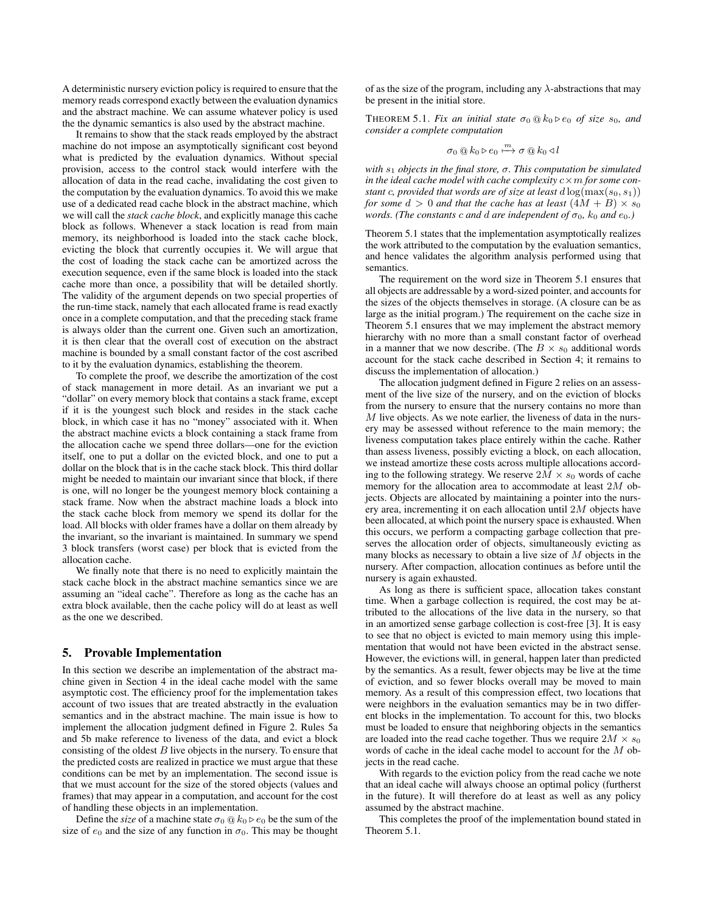A deterministic nursery eviction policy is required to ensure that the memory reads correspond exactly between the evaluation dynamics and the abstract machine. We can assume whatever policy is used the the dynamic semantics is also used by the abstract machine.

It remains to show that the stack reads employed by the abstract machine do not impose an asymptotically significant cost beyond what is predicted by the evaluation dynamics. Without special provision, access to the control stack would interfere with the allocation of data in the read cache, invalidating the cost given to the computation by the evaluation dynamics. To avoid this we make use of a dedicated read cache block in the abstract machine, which we will call the *stack cache block*, and explicitly manage this cache block as follows. Whenever a stack location is read from main memory, its neighborhood is loaded into the stack cache block, evicting the block that currently occupies it. We will argue that the cost of loading the stack cache can be amortized across the execution sequence, even if the same block is loaded into the stack cache more than once, a possibility that will be detailed shortly. The validity of the argument depends on two special properties of the run-time stack, namely that each allocated frame is read exactly once in a complete computation, and that the preceding stack frame is always older than the current one. Given such an amortization, it is then clear that the overall cost of execution on the abstract machine is bounded by a small constant factor of the cost ascribed to it by the evaluation dynamics, establishing the theorem.

To complete the proof, we describe the amortization of the cost of stack management in more detail. As an invariant we put a "dollar" on every memory block that contains a stack frame, except if it is the youngest such block and resides in the stack cache block, in which case it has no "money" associated with it. When the abstract machine evicts a block containing a stack frame from the allocation cache we spend three dollars—one for the eviction itself, one to put a dollar on the evicted block, and one to put a dollar on the block that is in the cache stack block. This third dollar might be needed to maintain our invariant since that block, if there is one, will no longer be the youngest memory block containing a stack frame. Now when the abstract machine loads a block into the stack cache block from memory we spend its dollar for the load. All blocks with older frames have a dollar on them already by the invariant, so the invariant is maintained. In summary we spend 3 block transfers (worst case) per block that is evicted from the allocation cache.

We finally note that there is no need to explicitly maintain the stack cache block in the abstract machine semantics since we are assuming an "ideal cache". Therefore as long as the cache has an extra block available, then the cache policy will do at least as well as the one we described.

## 5. Provable Implementation

In this section we describe an implementation of the abstract machine given in Section 4 in the ideal cache model with the same asymptotic cost. The efficiency proof for the implementation takes account of two issues that are treated abstractly in the evaluation semantics and in the abstract machine. The main issue is how to implement the allocation judgment defined in Figure 2. Rules 5a and 5b make reference to liveness of the data, and evict a block consisting of the oldest $B$ live objects in the nursery. To ensure that the predicted costs are realized in practice we must argue that these conditions can be met by an implementation. The second issue is that we must account for the size of the stored objects (values and frames) that may appear in a computation, and account for the cost of handling these objects in an implementation.

Define the *size* of a machine state $\sigma_0 \,@\, k_0 \triangleright e_0$ be the sum of the size of $e_0$ and the size of any function in $\sigma_0$. This may be thought of as the size of the program, including any $\lambda$-abstractions that may be present in the initial store.

THEOREM 5.1. *Fix an initial state $\sigma_0 \,@\, k_0 \triangleright e_0$ of size $s_0$, and consider a complete computation*

$$\sigma_0 \,@\, k_0 \triangleright e_0 \overset{m}{\longmapsto} \sigma \,@\, k_0 \triangleleft l$$

*with $s_1$ objects in the final store, $\sigma$. This computation be simulated in the ideal cache model with cache complexity $c \times m$ for some constant $c$, provided that words are of size at least $d \log(\max(s_0, s_1))$ for some $d > 0$ and that the cache has at least $(4M + B) \times s_0$ words. (The constants $c$ and $d$ are independent of $\sigma_0$, $k_0$ and $e_0$.)*

Theorem 5.1 states that the implementation asymptotically realizes the work attributed to the computation by the evaluation semantics, and hence validates the algorithm analysis performed using that semantics.

The requirement on the word size in Theorem 5.1 ensures that all objects are addressable by a word-sized pointer, and accounts for the sizes of the objects themselves in storage. (A closure can be as large as the initial program.) The requirement on the cache size in Theorem 5.1 ensures that we may implement the abstract memory hierarchy with no more than a small constant factor of overhead in a manner that we now describe. (The $B \times s_0$ additional words account for the stack cache described in Section 4; it remains to discuss the implementation of allocation.)

The allocation judgment defined in Figure 2 relies on an assessment of the live size of the nursery, and on the eviction of blocks from the nursery to ensure that the nursery contains no more than $M$ live objects. As we note earlier, the liveness of data in the nursery may be assessed without reference to the main memory; the liveness computation takes place entirely within the cache. Rather than assess liveness, possibly evicting a block, on each allocation, we instead amortize these costs across multiple allocations according to the following strategy. We reserve $2M \times s_0$ words of cache memory for the allocation area to accommodate at least $2M$ objects. Objects are allocated by maintaining a pointer into the nursery area, incrementing it on each allocation until $2M$ objects have been allocated, at which point the nursery space is exhausted. When this occurs, we perform a compacting garbage collection that preserves the allocation order of objects, simultaneously evicting as many blocks as necessary to obtain a live size of $M$ objects in the nursery. After compaction, allocation continues as before until the nursery is again exhausted.

As long as there is sufficient space, allocation takes constant time. When a garbage collection is required, the cost may be attributed to the allocations of the live data in the nursery, so that in an amortized sense garbage collection is cost-free [3]. It is easy to see that no object is evicted to main memory using this implementation that would not have been evicted in the abstract sense. However, the evictions will, in general, happen later than predicted by the semantics. As a result, fewer objects may be live at the time of eviction, and so fewer blocks overall may be moved to main memory. As a result of this compression effect, two locations that were neighbors in the evaluation semantics may be in two different blocks in the implementation. To account for this, two blocks must be loaded to ensure that neighboring objects in the semantics are loaded into the read cache together. Thus we require $2M \times s_0$ words of cache in the ideal cache model to account for the $M$ objects in the read cache.

With regards to the eviction policy from the read cache we note that an ideal cache will always choose an optimal policy (furtherst in the future). It will therefore do at least as well as any policy assumed by the abstract machine.

This completes the proof of the implementation bound stated in Theorem 5.1.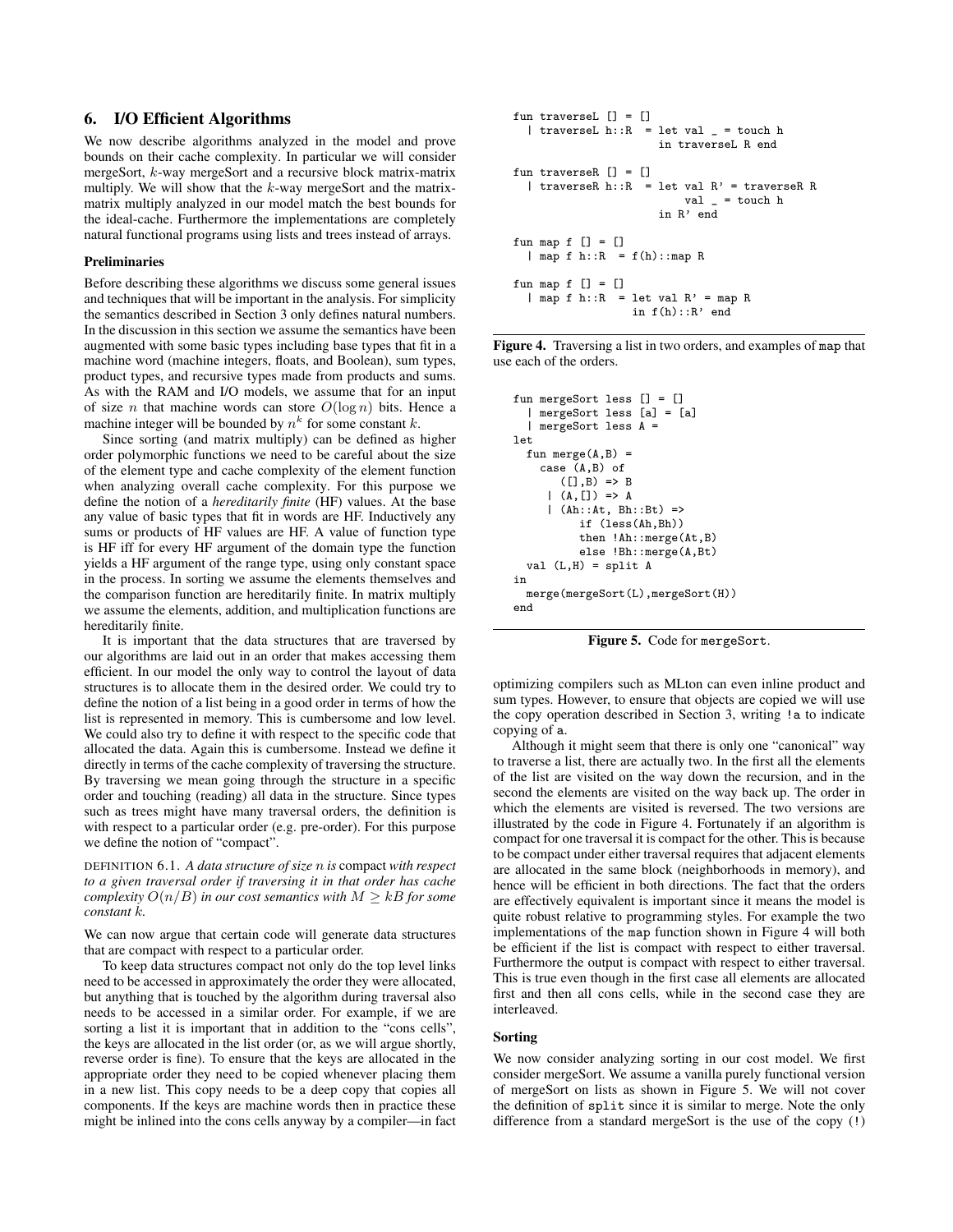## 6. I/O Efficient Algorithms

We now describe algorithms analyzed in the model and prove bounds on their cache complexity. In particular we will consider mergeSort, $k$-way mergeSort and a recursive block matrix-matrix multiply. We will show that the $k$-way mergeSort and the matrix-matrix multiply analyzed in our model match the best bounds for the ideal-cache. Furthermore the implementations are completely natural functional programs using lists and trees instead of arrays.

### Preliminaries

Before describing these algorithms we discuss some general issues and techniques that will be important in the analysis. For simplicity the semantics described in Section 3 only defines natural numbers. In the discussion in this section we assume the semantics have been augmented with some basic types including base types that fit in a machine word (machine integers, floats, and Boolean), sum types, product types, and recursive types made from products and sums. As with the RAM and I/O models, we assume that for an input of size $n$ that machine words can store $O(\log n)$ bits. Hence a machine integer will be bounded by $n^k$ for some constant $k$.

Since sorting (and matrix multiply) can be defined as higher order polymorphic functions we need to be careful about the size of the element type and cache complexity of the element function when analyzing overall cache complexity. For this purpose we define the notion of a *hereditarily finite* (HF) values. At the base any value of basic types that fit in words are HF. Inductively any sums or products of HF values are HF. A value of function type is HF iff for every HF argument of the domain type the function yields a HF argument of the range type, using only constant space in the process. In sorting we assume the elements themselves and the comparison function are hereditarily finite. In matrix multiply we assume the elements, addition, and multiplication functions are hereditarily finite.

It is important that the data structures that are traversed by our algorithms are laid out in an order that makes accessing them efficient. In our model the only way to control the layout of data structures is to allocate them in the desired order. We could try to define the notion of a list being in a good order in terms of how the list is represented in memory. This is cumbersome and low level. We could also try to define it with respect to the specific code that allocated the data. Again this is cumbersome. Instead we define it directly in terms of the cache complexity of traversing the structure. By traversing we mean going through the structure in a specific order and touching (reading) all data in the structure. Since types such as trees might have many traversal orders, the definition is with respect to a particular order (e.g. pre-order). For this purpose we define the notion of "compact".

DEFINITION 6.1. *A data structure of size $n$ is* compact *with respect to a given traversal order if traversing it in that order has cache complexity $O(n/B)$ in our cost semantics with $M \geq kB$ for some constant $k$.*

We can now argue that certain code will generate data structures that are compact with respect to a particular order.

To keep data structures compact not only do the top level links need to be accessed in approximately the order they were allocated, but anything that is touched by the algorithm during traversal also needs to be accessed in a similar order. For example, if we are sorting a list it is important that in addition to the "cons cells", the keys are allocated in the list order (or, as we will argue shortly, reverse order is fine). To ensure that the keys are allocated in the appropriate order they need to be copied whenever placing them in a new list. This copy needs to be a deep copy that copies all components. If the keys are machine words then in practice these might be inlined into the cons cells anyway by a compiler—in fact optimizing compilers such as MLton can even inline product and sum types. However, to ensure that objects are copied we will use the copy operation described in Section 3, writing `!a` to indicate copying of `a`.

```
fun traverseL [] = []
  | traverseL h::R  = let val _ = touch h
                      in traverseL R end

fun traverseR [] = []
  | traverseR h::R  = let val R' = traverseR R
                          val _ = touch h
                      in R' end

fun map f [] = []
  | map f h::R  = f(h)::map R

fun map f [] = []
  | map f h::R  = let val R' = map R
                  in f(h)::R' end
```

**Figure 4.** Traversing a list in two orders, and examples of `map` that use each of the orders.

```
fun mergeSort less [] = []
  | mergeSort less [a] = [a]
  | mergeSort less A =
let
  fun merge(A,B) =
    case (A,B) of
       ([],B) => B
     | (A,[]) => A
     | (Ah::At, Bh::Bt) =>
          if (less(Ah,Bh))
          then !Ah::merge(At,B)
          else !Bh::merge(A,Bt)
  val (L,H) = split A
in
  merge(mergeSort(L),mergeSort(H))
end
```

**Figure 5.** Code for `mergeSort`.

Although it might seem that there is only one "canonical" way to traverse a list, there are actually two. In the first all the elements of the list are visited on the way down the recursion, and in the second the elements are visited on the way back up. The order in which the elements are visited is reversed. The two versions are illustrated by the code in Figure 4. Fortunately if an algorithm is compact for one traversal it is compact for the other. This is because to be compact under either traversal requires that adjacent elements are allocated in the same block (neighborhoods in memory), and hence will be efficient in both directions. The fact that the orders are effectively equivalent is important since it means the model is quite robust relative to programming styles. For example the two implementations of the `map` function shown in Figure 4 will both be efficient if the list is compact with respect to either traversal. Furthermore the output is compact with respect to either traversal. This is true even though in the first case all elements are allocated first and then all cons cells, while in the second case they are interleaved.

### Sorting

We now consider analyzing sorting in our cost model. We first consider mergeSort. We assume a vanilla purely functional version of mergeSort on lists as shown in Figure 5. We will not cover the definition of `split` since it is similar to merge. Note the only difference from a standard mergeSort is the use of the copy (`!`)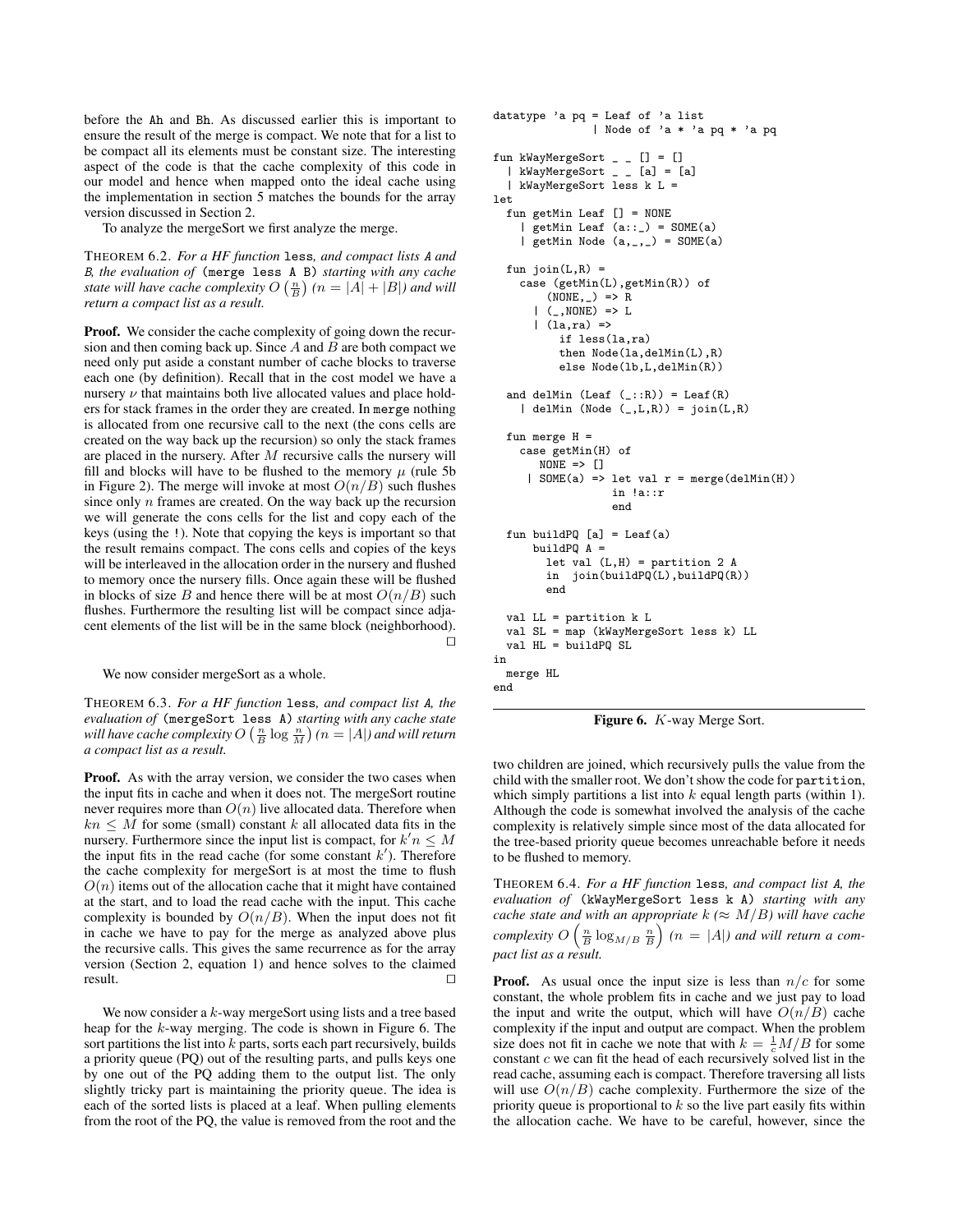before the Ah and Bh. As discussed earlier this is important to ensure the result of the merge is compact. We note that for a list to be compact all its elements must be constant size. The interesting aspect of the code is that the cache complexity of this code in our model and hence when mapped onto the ideal cache using the implementation in section 5 matches the bounds for the array version discussed in Section 2.

To analyze the mergeSort we first analyze the merge.

THEOREM 6.2. *For a HF function* less*, and compact lists* A *and* B*, the evaluation of* (merge less A B) *starting with any cache state will have cache complexity* $O\left(\frac{n}{B}\right)$ *(*$n = |A| + |B|$*) and will return a compact list as a result.*

**Proof.** We consider the cache complexity of going down the recursion and then coming back up. Since $A$ and $B$ are both compact we need only put aside a constant number of cache blocks to traverse each one (by definition). Recall that in the cost model we have a nursery $\nu$ that maintains both live allocated values and place holders for stack frames in the order they are created. In merge nothing is allocated from one recursive call to the next (the cons cells are created on the way back up the recursion) so only the stack frames are placed in the nursery. After $M$ recursive calls the nursery will fill and blocks will have to be flushed to the memory $\mu$ (rule 5b in Figure 2). The merge will invoke at most $O(n/B)$ such flushes since only $n$ frames are created. On the way back up the recursion we will generate the cons cells for the list and copy each of the keys (using the !). Note that copying the keys is important so that the result remains compact. The cons cells and copies of the keys will be interleaved in the allocation order in the nursery and flushed to memory once the nursery fills. Once again these will be flushed in blocks of size $B$ and hence there will be at most $O(n/B)$ such flushes. Furthermore the resulting list will be compact since adjacent elements of the list will be in the same block (neighborhood). □

We now consider mergeSort as a whole.

THEOREM 6.3. *For a HF function* less*, and compact list* A*, the evaluation of* (mergeSort less A) *starting with any cache state will have cache complexity* $O\left(\frac{n}{B}\log\frac{n}{M}\right)$ *(*$n = |A|$*) and will return a compact list as a result.*

**Proof.** As with the array version, we consider the two cases when the input fits in cache and when it does not. The mergeSort routine never requires more than $O(n)$ live allocated data. Therefore when $kn \leq M$ for some (small) constant $k$ all allocated data fits in the nursery. Furthermore since the input list is compact, for $k'n \leq M$ the input fits in the read cache (for some constant $k'$). Therefore the cache complexity for mergeSort is at most the time to flush $O(n)$ items out of the allocation cache that it might have contained at the start, and to load the read cache with the input. This cache complexity is bounded by $O(n/B)$. When the input does not fit in cache we have to pay for the merge as analyzed above plus the recursive calls. This gives the same recurrence as for the array version (Section 2, equation 1) and hence solves to the claimed result. □

We now consider a $k$-way mergeSort using lists and a tree based heap for the $k$-way merging. The code is shown in Figure 6. The sort partitions the list into $k$ parts, sorts each part recursively, builds a priority queue (PQ) out of the resulting parts, and pulls keys one by one out of the PQ adding them to the output list. The only slightly tricky part is maintaining the priority queue. The idea is each of the sorted lists is placed at a leaf. When pulling elements from the root of the PQ, the value is removed from the root and the two children are joined, which recursively pulls the value from the child with the smaller root. We don't show the code for partition, which simply partitions a list into $k$ equal length parts (within 1). Although the code is somewhat involved the analysis of the cache complexity is relatively simple since most of the data allocated for the tree-based priority queue becomes unreachable before it needs to be flushed to memory.

```
datatype 'a pq = Leaf of 'a list
               | Node of 'a * 'a pq * 'a pq

fun kWayMergeSort _ _ [] = []
  | kWayMergeSort _ _ [a] = [a]
  | kWayMergeSort less k L =
let
  fun getMin Leaf [] = NONE
    | getMin Leaf (a::_) = SOME(a)
    | getMin Node (a,_,_) = SOME(a)

  fun join(L,R) =
    case (getMin(L),getMin(R)) of
        (NONE,_) => R
      | (_,NONE) => L
      | (la,ra) =>
          if less(la,ra)
          then Node(la,delMin(L),R)
          else Node(lb,L,delMin(R))

  and delMin (Leaf (_::R)) = Leaf(R)
    | delMin (Node (_,L,R)) = join(L,R)

  fun merge H =
    case getMin(H) of
       NONE => []
     | SOME(a) => let val r = merge(delMin(H))
                  in !a::r
                  end

  fun buildPQ [a] = Leaf(a)
      buildPQ A =
        let val (L,H) = partition 2 A
        in  join(buildPQ(L),buildPQ(R))
        end

  val LL = partition k L
  val SL = map (kWayMergeSort less k) LL
  val HL = buildPQ SL
in
  merge HL
end
```

**Figure 6.** $K$-way Merge Sort.

THEOREM 6.4. *For a HF function* less*, and compact list* A*, the evaluation of* (kWayMergeSort less k A) *starting with any cache state and with an appropriate* $k$ *(*$\approx M/B$*) will have cache complexity* $O\left(\frac{n}{B}\log_{M/B}\frac{n}{B}\right)$ *(*$n = |A|$*) and will return a compact list as a result.*

**Proof.** As usual once the input size is less than $n/c$ for some constant, the whole problem fits in cache and we just pay to load the input and write the output, which will have $O(n/B)$ cache complexity if the input and output are compact. When the problem size does not fit in cache we note that with $k = \frac{1}{c}M/B$ for some constant $c$ we can fit the head of each recursively solved list in the read cache, assuming each is compact. Therefore traversing all lists will use $O(n/B)$ cache complexity. Furthermore the size of the priority queue is proportional to $k$ so the live part easily fits within the allocation cache. We have to be careful, however, since the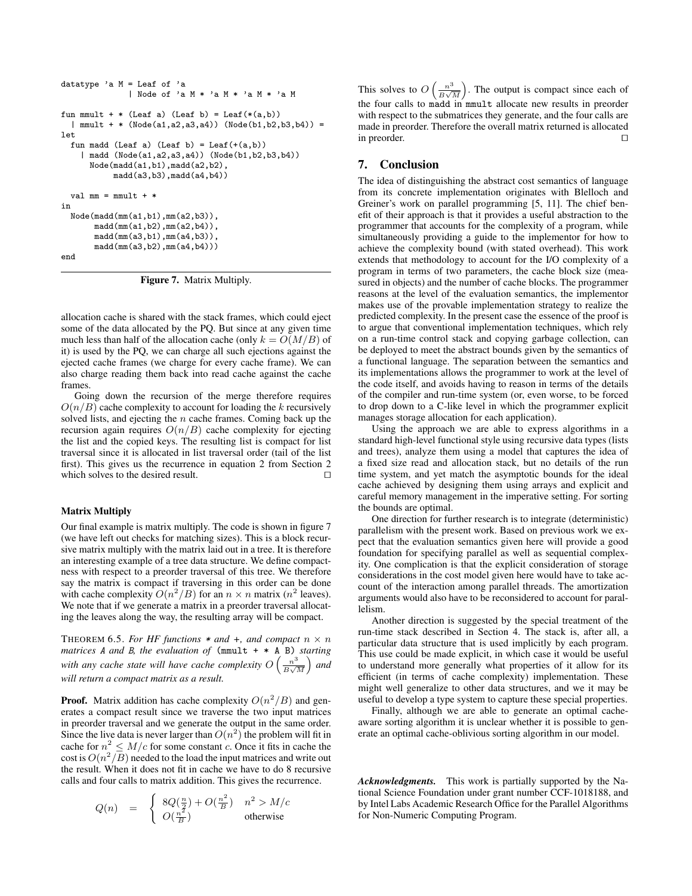```
datatype 'a M = Leaf of 'a
              | Node of 'a M * 'a M * 'a M * 'a M

fun mmult + * (Leaf a) (Leaf b) = Leaf(*(a,b))
  | mmult + * (Node(a1,a2,a3,a4)) (Node(b1,b2,b3,b4)) =
let
  fun madd (Leaf a) (Leaf b) = Leaf(+(a,b))
    | madd (Node(a1,a2,a3,a4)) (Node(b1,b2,b3,b4))
      Node(madd(a1,b1),madd(a2,b2),
           madd(a3,b3),madd(a4,b4))

  val mm = mmult + *
in
  Node(madd(mm(a1,b1),mm(a2,b3)),
       madd(mm(a1,b2),mm(a2,b4)),
       madd(mm(a3,b1),mm(a4,b3)),
       madd(mm(a3,b2),mm(a4,b4)))
end
```

**Figure 7.** Matrix Multiply.

allocation cache is shared with the stack frames, which could eject some of the data allocated by the PQ. But since at any given time much less than half of the allocation cache (only $k = O(M/B)$ of it) is used by the PQ, we can charge all such ejections against the ejected cache frames (we charge for every cache frame). We can also charge reading them back into read cache against the cache frames.

Going down the recursion of the merge therefore requires $O(n/B)$ cache complexity to account for loading the $k$ recursively solved lists, and ejecting the $n$ cache frames. Coming back up the recursion again requires $O(n/B)$ cache complexity for ejecting the list and the copied keys. The resulting list is compact for list traversal since it is allocated in list traversal order (tail of the list first). This gives us the recurrence in equation 2 from Section 2 which solves to the desired result. ◻

#### Matrix Multiply

Our final example is matrix multiply. The code is shown in figure 7 (we have left out checks for matching sizes). This is a block recursive matrix multiply with the matrix laid out in a tree. It is therefore an interesting example of a tree data structure. We define compactness with respect to a preorder traversal of this tree. We therefore say the matrix is compact if traversing in this order can be done with cache complexity $O(n^2/B)$ for an $n \times n$ matrix ($n^2$ leaves). We note that if we generate a matrix in a preorder traversal allocating the leaves along the way, the resulting array will be compact.

THEOREM 6.5. *For HF functions* `*` *and* `+`*, and compact $n \times n$ matrices* `A` *and* `B`*, the evaluation of* `(mmult + * A B)` *starting with any cache state will have cache complexity $O\left(\frac{n^3}{B\sqrt{M}}\right)$ and will return a compact matrix as a result.*

**Proof.** Matrix addition has cache complexity $O(n^2/B)$ and generates a compact result since we traverse the two input matrices in preorder traversal and we generate the output in the same order. Since the live data is never larger than $O(n^2)$ the problem will fit in cache for $n^2 \leq M/c$ for some constant $c$. Once it fits in cache the cost is $O(n^2/B)$ needed to the load the input matrices and write out the result. When it does not fit in cache we have to do 8 recursive calls and four calls to matrix addition. This gives the recurrence.

$$Q(n) \quad = \quad \begin{cases} 8Q(\frac{n}{2}) + O(\frac{n^2}{B}) & n^2 > M/c \\ O(\frac{n^2}{B}) & \text{otherwise} \end{cases}$$

This solves to $O\left(\frac{n^3}{B\sqrt{M}}\right)$. The output is compact since each of the four calls to `madd` in `mmult` allocate new results in preorder with respect to the submatrices they generate, and the four calls are made in preorder. Therefore the overall matrix returned is allocated in preorder. ◻

## 7. Conclusion

The idea of distinguishing the abstract cost semantics of language from its concrete implementation originates with Blelloch and Greiner's work on parallel programming [5, 11]. The chief benefit of their approach is that it provides a useful abstraction to the programmer that accounts for the complexity of a program, while simultaneously providing a guide to the implementor for how to achieve the complexity bound (with stated overhead). This work extends that methodology to account for the I/O complexity of a program in terms of two parameters, the cache block size (measured in objects) and the number of cache blocks. The programmer reasons at the level of the evaluation semantics, the implementor makes use of the provable implementation strategy to realize the predicted complexity. In the present case the essence of the proof is to argue that conventional implementation techniques, which rely on a run-time control stack and copying garbage collection, can be deployed to meet the abstract bounds given by the semantics of a functional language. The separation between the semantics and its implementations allows the programmer to work at the level of the code itself, and avoids having to reason in terms of the details of the compiler and run-time system (or, even worse, to be forced to drop down to a C-like level in which the programmer explicit manages storage allocation for each application).

Using the approach we are able to express algorithms in a standard high-level functional style using recursive data types (lists and trees), analyze them using a model that captures the idea of a fixed size read and allocation stack, but no details of the run time system, and yet match the asymptotic bounds for the ideal cache achieved by designing them using arrays and explicit and careful memory management in the imperative setting. For sorting the bounds are optimal.

One direction for further research is to integrate (deterministic) parallelism with the present work. Based on previous work we expect that the evaluation semantics given here will provide a good foundation for specifying parallel as well as sequential complexity. One complication is that the explicit consideration of storage considerations in the cost model given here would have to take account of the interaction among parallel threads. The amortization arguments would also have to be reconsidered to account for parallelism.

Another direction is suggested by the special treatment of the run-time stack described in Section 4. The stack is, after all, a particular data structure that is used implicitly by each program. This use could be made explicit, in which case it would be useful to understand more generally what properties of it allow for its efficient (in terms of cache complexity) implementation. These might well generalize to other data structures, and it may be useful to develop a type system to capture these special properties.

Finally, although we are able to generate an optimal cache-aware sorting algorithm it is unclear whether it is possible to generate an optimal cache-oblivious sorting algorithm in our model.

***Acknowledgments.*** This work is partially supported by the National Science Foundation under grant number CCF-1018188, and by Intel Labs Academic Research Office for the Parallel Algorithms for Non-Numeric Computing Program.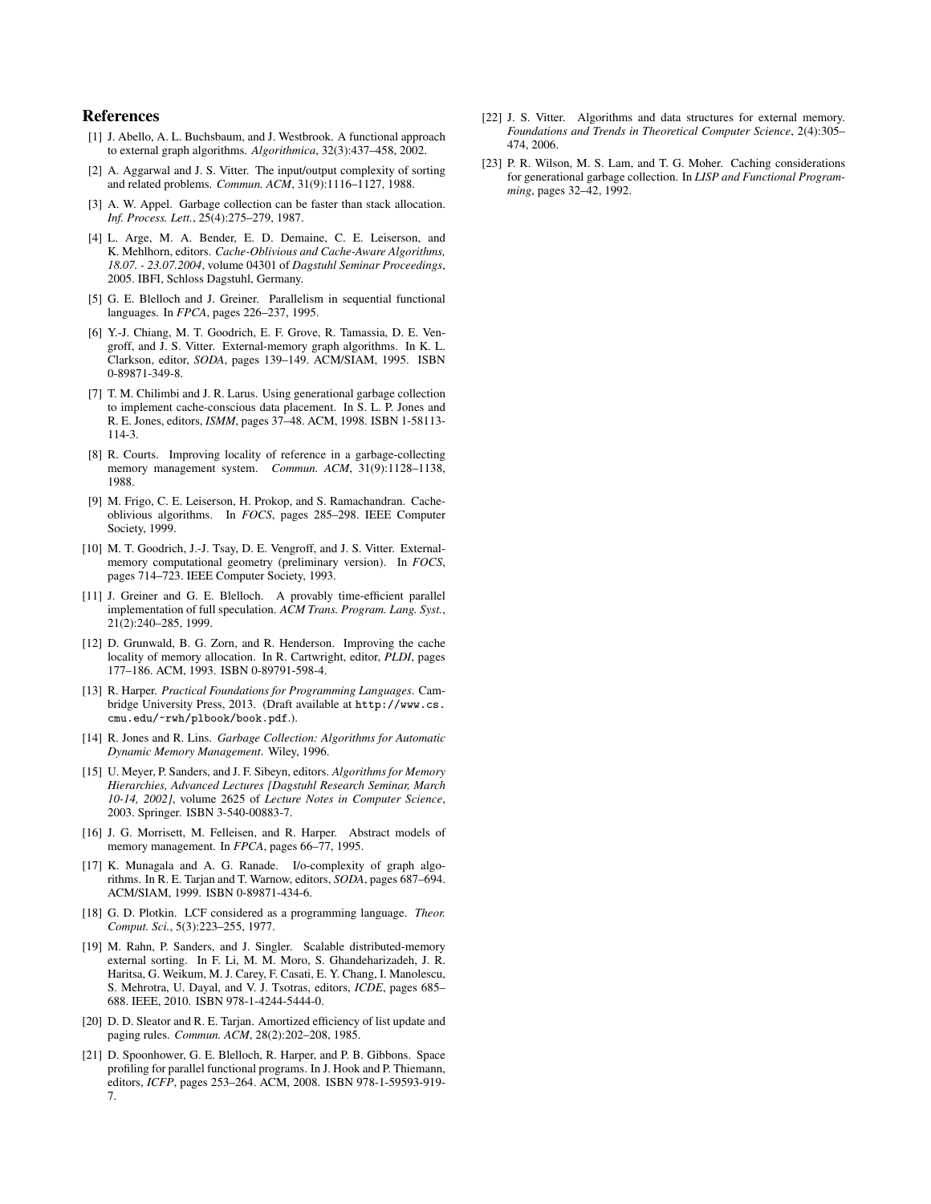## References

[1] J. Abello, A. L. Buchsbaum, and J. Westbrook. A functional approach to external graph algorithms. *Algorithmica*, 32(3):437–458, 2002.

[2] A. Aggarwal and J. S. Vitter. The input/output complexity of sorting and related problems. *Commun. ACM*, 31(9):1116–1127, 1988.

[3] A. W. Appel. Garbage collection can be faster than stack allocation. *Inf. Process. Lett.*, 25(4):275–279, 1987.

[4] L. Arge, M. A. Bender, E. D. Demaine, C. E. Leiserson, and K. Mehlhorn, editors. *Cache-Oblivious and Cache-Aware Algorithms, 18.07. - 23.07.2004*, volume 04301 of *Dagstuhl Seminar Proceedings*, 2005. IBFI, Schloss Dagstuhl, Germany.

[5] G. E. Blelloch and J. Greiner. Parallelism in sequential functional languages. In *FPCA*, pages 226–237, 1995.

[6] Y.-J. Chiang, M. T. Goodrich, E. F. Grove, R. Tamassia, D. E. Vengroff, and J. S. Vitter. External-memory graph algorithms. In K. L. Clarkson, editor, *SODA*, pages 139–149. ACM/SIAM, 1995. ISBN 0-89871-349-8.

[7] T. M. Chilimbi and J. R. Larus. Using generational garbage collection to implement cache-conscious data placement. In S. L. P. Jones and R. E. Jones, editors, *ISMM*, pages 37–48. ACM, 1998. ISBN 1-58113-114-3.

[8] R. Courts. Improving locality of reference in a garbage-collecting memory management system. *Commun. ACM*, 31(9):1128–1138, 1988.

[9] M. Frigo, C. E. Leiserson, H. Prokop, and S. Ramachandran. Cache-oblivious algorithms. In *FOCS*, pages 285–298. IEEE Computer Society, 1999.

[10] M. T. Goodrich, J.-J. Tsay, D. E. Vengroff, and J. S. Vitter. External-memory computational geometry (preliminary version). In *FOCS*, pages 714–723. IEEE Computer Society, 1993.

[11] J. Greiner and G. E. Blelloch. A provably time-efficient parallel implementation of full speculation. *ACM Trans. Program. Lang. Syst.*, 21(2):240–285, 1999.

[12] D. Grunwald, B. G. Zorn, and R. Henderson. Improving the cache locality of memory allocation. In R. Cartwright, editor, *PLDI*, pages 177–186. ACM, 1993. ISBN 0-89791-598-4.

[13] R. Harper. *Practical Foundations for Programming Languages*. Cambridge University Press, 2013. (Draft available at `http://www.cs.cmu.edu/~rwh/plbook/book.pdf`.).

[14] R. Jones and R. Lins. *Garbage Collection: Algorithms for Automatic Dynamic Memory Management*. Wiley, 1996.

[15] U. Meyer, P. Sanders, and J. F. Sibeyn, editors. *Algorithms for Memory Hierarchies, Advanced Lectures [Dagstuhl Research Seminar, March 10-14, 2002]*, volume 2625 of *Lecture Notes in Computer Science*, 2003. Springer. ISBN 3-540-00883-7.

[16] J. G. Morrisett, M. Felleisen, and R. Harper. Abstract models of memory management. In *FPCA*, pages 66–77, 1995.

[17] K. Munagala and A. G. Ranade. I/o-complexity of graph algorithms. In R. E. Tarjan and T. Warnow, editors, *SODA*, pages 687–694. ACM/SIAM, 1999. ISBN 0-89871-434-6.

[18] G. D. Plotkin. LCF considered as a programming language. *Theor. Comput. Sci.*, 5(3):223–255, 1977.

[19] M. Rahn, P. Sanders, and J. Singler. Scalable distributed-memory external sorting. In F. Li, M. M. Moro, S. Ghandeharizadeh, J. R. Haritsa, G. Weikum, M. J. Carey, F. Casati, E. Y. Chang, I. Manolescu, S. Mehrotra, U. Dayal, and V. J. Tsotras, editors, *ICDE*, pages 685–688. IEEE, 2010. ISBN 978-1-4244-5444-0.

[20] D. D. Sleator and R. E. Tarjan. Amortized efficiency of list update and paging rules. *Commun. ACM*, 28(2):202–208, 1985.

[21] D. Spoonhower, G. E. Blelloch, R. Harper, and P. B. Gibbons. Space profiling for parallel functional programs. In J. Hook and P. Thiemann, editors, *ICFP*, pages 253–264. ACM, 2008. ISBN 978-1-59593-919-7.

[22] J. S. Vitter. Algorithms and data structures for external memory. *Foundations and Trends in Theoretical Computer Science*, 2(4):305–474, 2006.

[23] P. R. Wilson, M. S. Lam, and T. G. Moher. Caching considerations for generational garbage collection. In *LISP and Functional Programming*, pages 32–42, 1992.